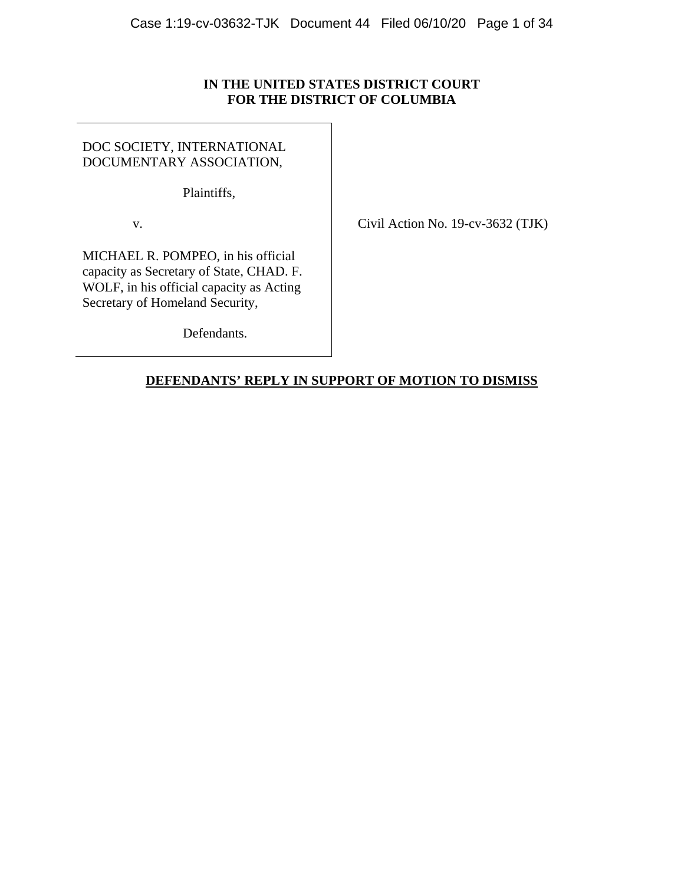**IN THE UNITED STATES DISTRICT COURT**
**FOR THE DISTRICT OF COLUMBIA**

DOC SOCIETY, INTERNATIONAL DOCUMENTARY ASSOCIATION,

Plaintiffs,

v.

MICHAEL R. POMPEO, in his official capacity as Secretary of State, CHAD. F. WOLF, in his official capacity as Acting Secretary of Homeland Security,

Defendants.

Civil Action No. 19-cv-3632 (TJK)

**DEFENDANTS' REPLY IN SUPPORT OF MOTION TO DISMISS**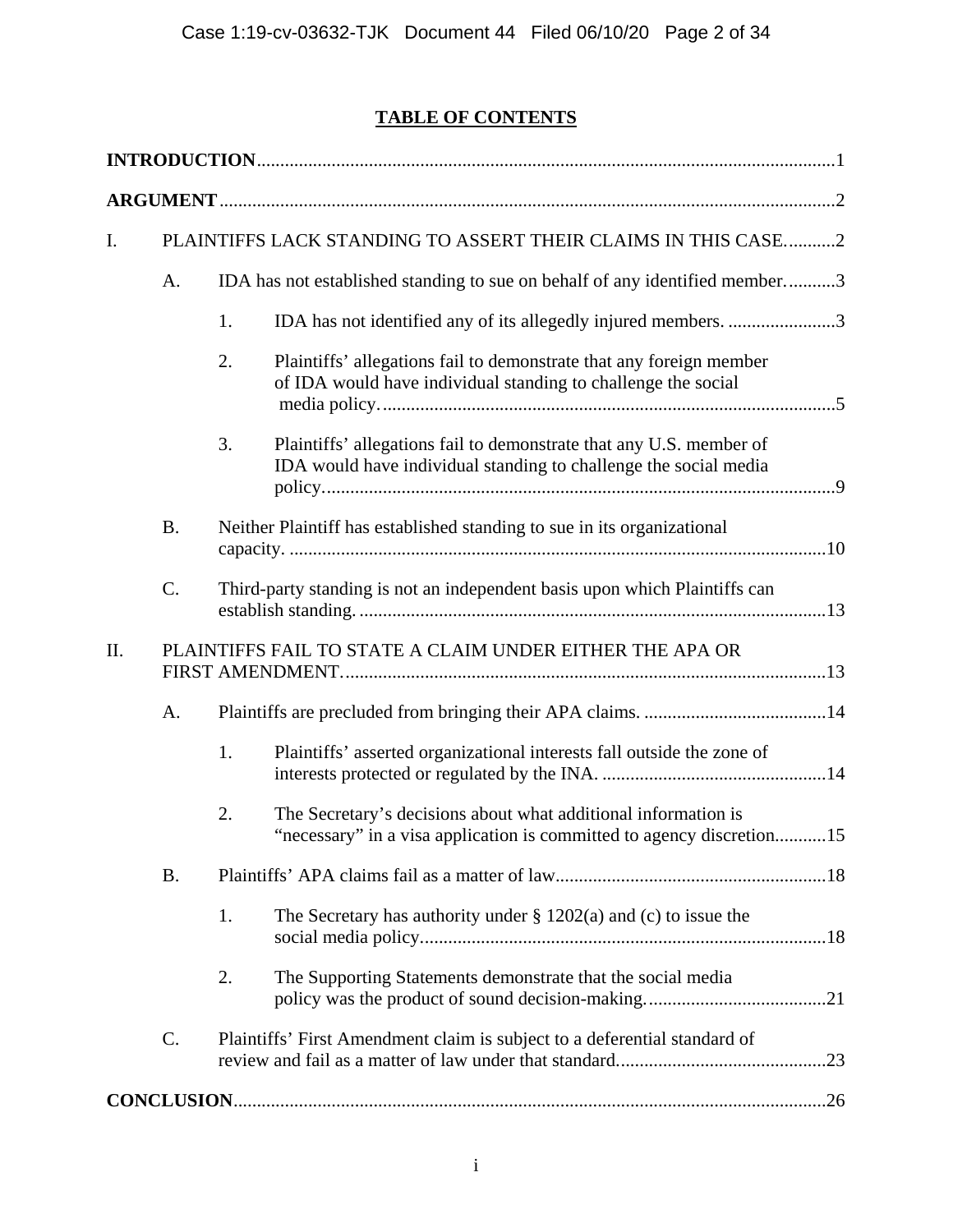# TABLE OF CONTENTS

**INTRODUCTION** ..... 1

**ARGUMENT** ..... 2

I. PLAINTIFFS LACK STANDING TO ASSERT THEIR CLAIMS IN THIS CASE. ..... 2

- A. IDA has not established standing to sue on behalf of any identified member. ..... 3
  - 1. IDA has not identified any of its allegedly injured members. ..... 3
  - 2. Plaintiffs' allegations fail to demonstrate that any foreign member of IDA would have individual standing to challenge the social media policy. ..... 5
  - 3. Plaintiffs' allegations fail to demonstrate that any U.S. member of IDA would have individual standing to challenge the social media policy. ..... 9
- B. Neither Plaintiff has established standing to sue in its organizational capacity. ..... 10
- C. Third-party standing is not an independent basis upon which Plaintiffs can establish standing. ..... 13

II. PLAINTIFFS FAIL TO STATE A CLAIM UNDER EITHER THE APA OR FIRST AMENDMENT. ..... 13

- A. Plaintiffs are precluded from bringing their APA claims. ..... 14
  - 1. Plaintiffs' asserted organizational interests fall outside the zone of interests protected or regulated by the INA. ..... 14
  - 2. The Secretary's decisions about what additional information is "necessary" in a visa application is committed to agency discretion. ..... 15
- B. Plaintiffs' APA claims fail as a matter of law ..... 18
  - 1. The Secretary has authority under § 1202(a) and (c) to issue the social media policy ..... 18
  - 2. The Supporting Statements demonstrate that the social media policy was the product of sound decision-making. ..... 21
- C. Plaintiffs' First Amendment claim is subject to a deferential standard of review and fail as a matter of law under that standard. ..... 23

**CONCLUSION** ..... 26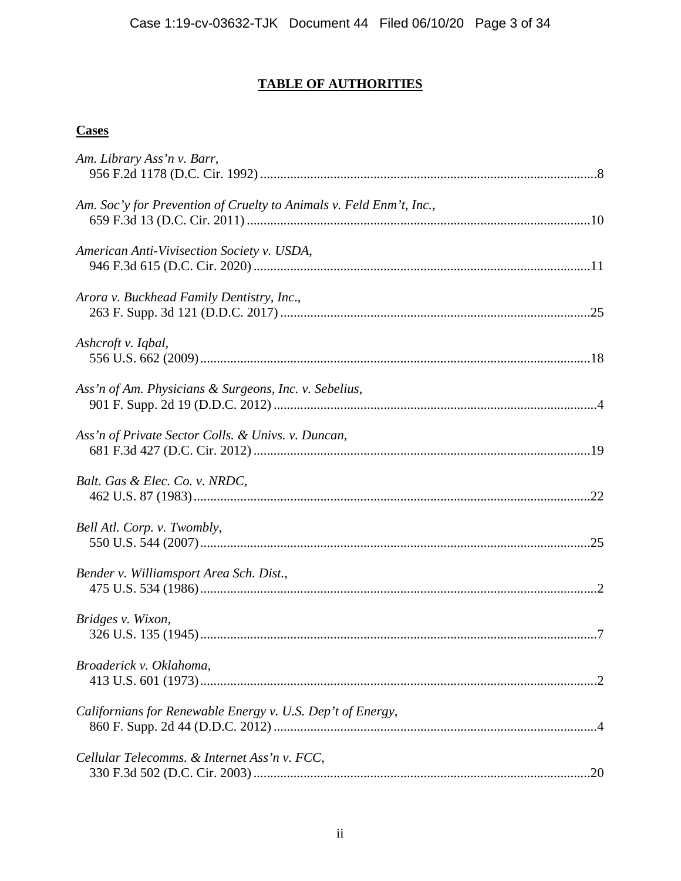## TABLE OF AUTHORITIES

### Cases

*Am. Library Ass'n v. Barr*,
956 F.2d 1178 (D.C. Cir. 1992) ....................................................................................................8

*Am. Soc'y for Prevention of Cruelty to Animals v. Feld Enm't, Inc.*,
659 F.3d 13 (D.C. Cir. 2011) ......................................................................................................10

*American Anti-Vivisection Society v. USDA*,
946 F.3d 615 (D.C. Cir. 2020) ....................................................................................................11

*Arora v. Buckhead Family Dentistry, Inc*.,
263 F. Supp. 3d 121 (D.D.C. 2017) ............................................................................................25

*Ashcroft v. Iqbal*,
556 U.S. 662 (2009) .....................................................................................................................18

*Ass'n of Am. Physicians & Surgeons, Inc. v. Sebelius*,
901 F. Supp. 2d 19 (D.D.C. 2012) ................................................................................................4

*Ass'n of Private Sector Colls. & Univs. v. Duncan*,
681 F.3d 427 (D.C. Cir. 2012) ....................................................................................................19

*Balt. Gas & Elec. Co. v. NRDC*,
462 U.S. 87 (1983) .......................................................................................................................22

*Bell Atl. Corp. v. Twombly*,
550 U.S. 544 (2007) .....................................................................................................................25

*Bender v. Williamsport Area Sch. Dist.*,
475 U.S. 534 (1986) .......................................................................................................................2

*Bridges v. Wixon*,
326 U.S. 135 (1945) .......................................................................................................................7

*Broaderick v. Oklahoma*,
413 U.S. 601 (1973) .......................................................................................................................2

*Californians for Renewable Energy v. U.S. Dep't of Energy*,
860 F. Supp. 2d 44 (D.D.C. 2012) ................................................................................................4

*Cellular Telecomms. & Internet Ass'n v. FCC*,
330 F.3d 502 (D.C. Cir. 2003) ....................................................................................................20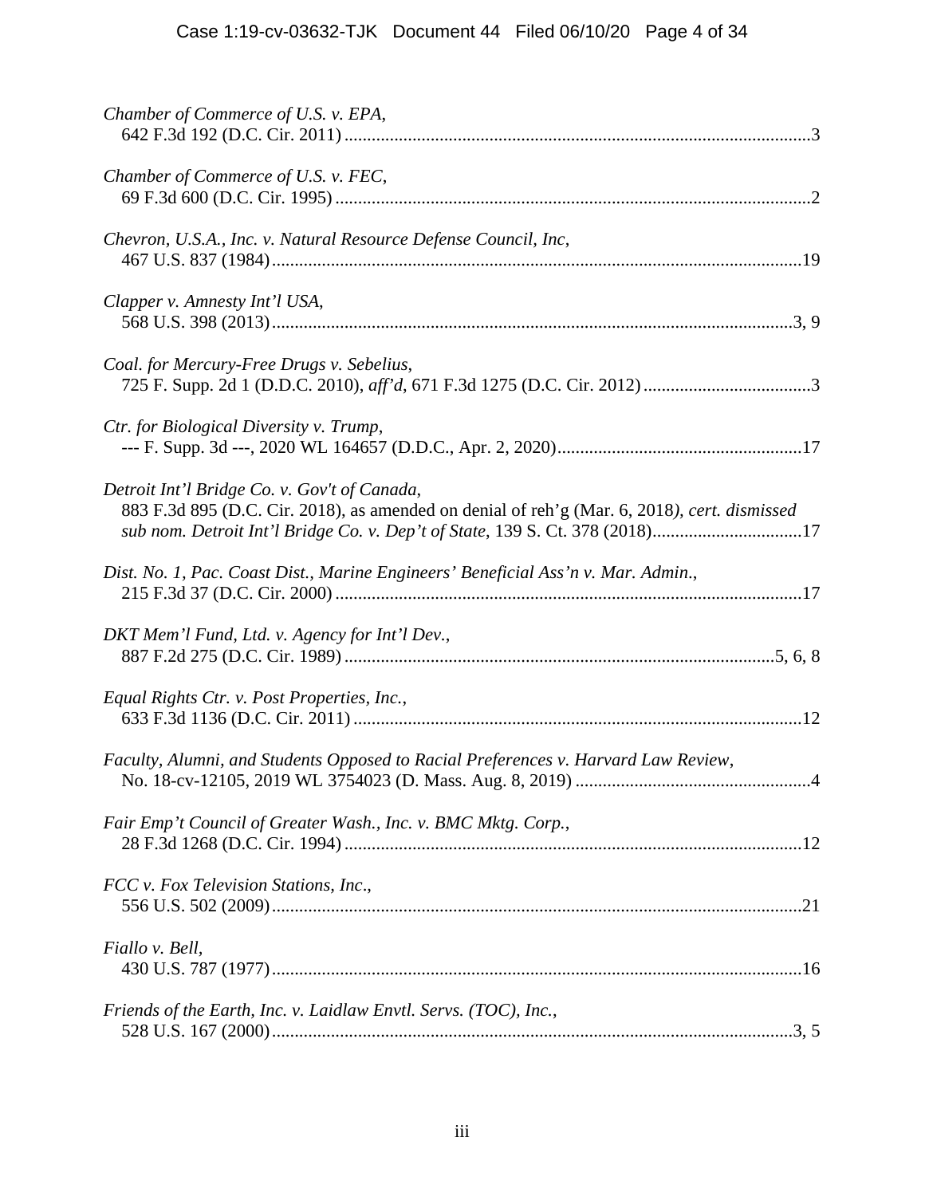*Chamber of Commerce of U.S. v. EPA*,
642 F.3d 192 (D.C. Cir. 2011) ....................................................................................................3

*Chamber of Commerce of U.S. v. FEC*,
69 F.3d 600 (D.C. Cir. 1995) ......................................................................................................2

*Chevron, U.S.A., Inc. v. Natural Resource Defense Council, Inc*,
467 U.S. 837 (1984) ..................................................................................................................19

*Clapper v. Amnesty Int'l USA*,
568 U.S. 398 (2013) ................................................................................................................3, 9

*Coal. for Mercury-Free Drugs v. Sebelius*,
725 F. Supp. 2d 1 (D.D.C. 2010), *aff'd*, 671 F.3d 1275 (D.C. Cir. 2012) ....................................3

*Ctr. for Biological Diversity v. Trump*,
--- F. Supp. 3d ---, 2020 WL 164657 (D.D.C., Apr. 2, 2020) .....................................................17

*Detroit Int'l Bridge Co. v. Gov't of Canada*,
883 F.3d 895 (D.C. Cir. 2018), as amended on denial of reh'g (Mar. 6, 2018*), cert. dismissed sub nom. Detroit Int'l Bridge Co. v. Dep't of State*, 139 S. Ct. 378 (2018) .................................17

*Dist. No. 1, Pac. Coast Dist., Marine Engineers' Beneficial Ass'n v. Mar. Admin*.,
215 F.3d 37 (D.C. Cir. 2000) ....................................................................................................17

*DKT Mem'l Fund, Ltd. v. Agency for Int'l Dev*.,
887 F.2d 275 (D.C. Cir. 1989) ............................................................................................5, 6, 8

*Equal Rights Ctr. v. Post Properties, Inc.*,
633 F.3d 1136 (D.C. Cir. 2011) ................................................................................................12

*Faculty, Alumni, and Students Opposed to Racial Preferences v. Harvard Law Review*,
No. 18-cv-12105, 2019 WL 3754023 (D. Mass. Aug. 8, 2019) ...................................................4

*Fair Emp't Council of Greater Wash., Inc. v. BMC Mktg. Corp.*,
28 F.3d 1268 (D.C. Cir. 1994) ..................................................................................................12

*FCC v. Fox Television Stations, Inc*.,
556 U.S. 502 (2009) ..................................................................................................................21

*Fiallo v. Bell*,
430 U.S. 787 (1977) ..................................................................................................................16

*Friends of the Earth, Inc. v. Laidlaw Envtl. Servs. (TOC), Inc.*,
528 U.S. 167 (2000) ................................................................................................................3, 5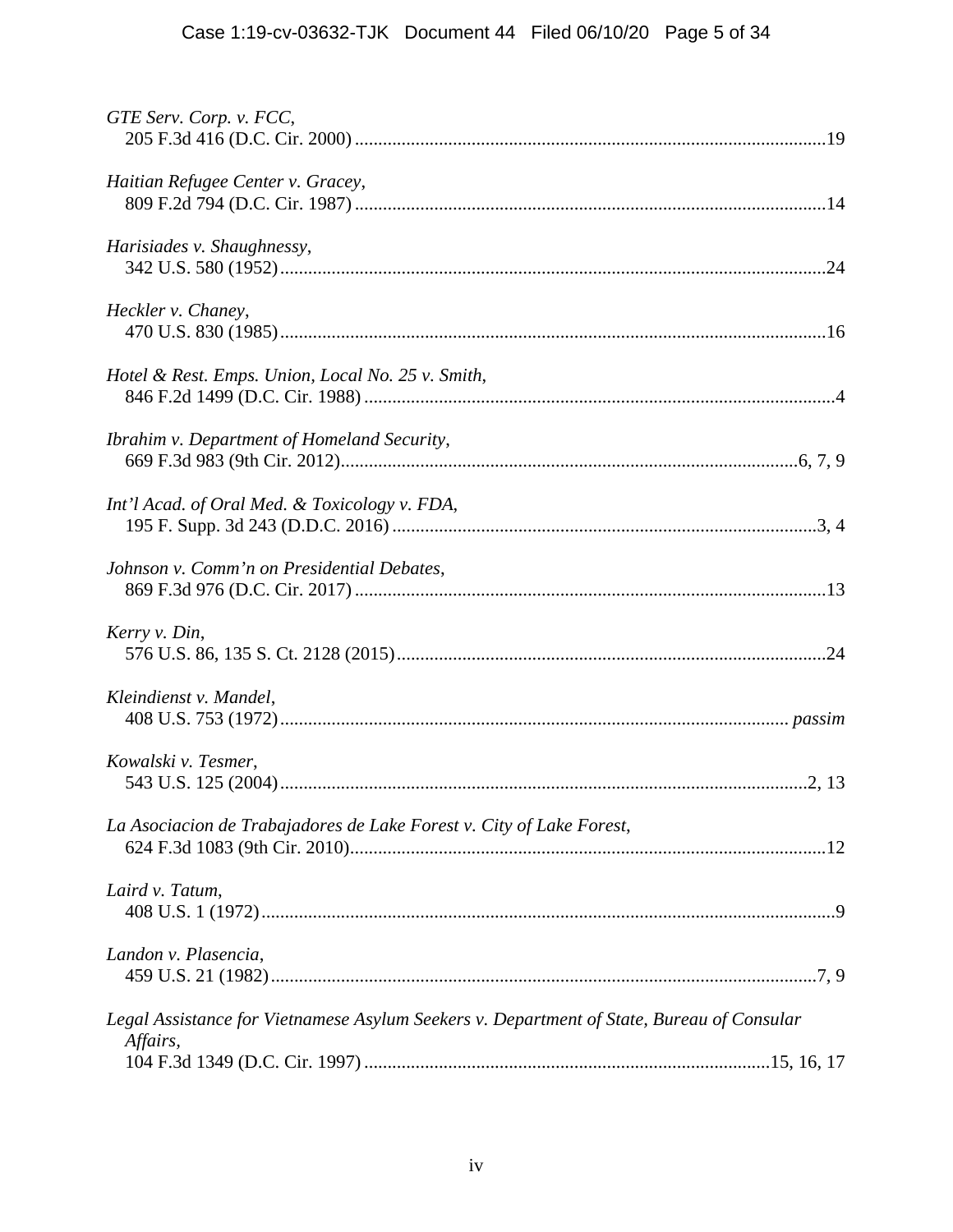*GTE Serv. Corp. v. FCC*,
205 F.3d 416 (D.C. Cir. 2000) ....................................................................................................19

*Haitian Refugee Center v. Gracey*,
809 F.2d 794 (D.C. Cir. 1987) ....................................................................................................14

*Harisiades v. Shaughnessy*,
342 U.S. 580 (1952) ....................................................................................................................24

*Heckler v. Chaney*,
470 U.S. 830 (1985) ....................................................................................................................16

*Hotel & Rest. Emps. Union, Local No. 25 v. Smith*,
846 F.2d 1499 (D.C. Cir. 1988) ....................................................................................................4

*Ibrahim v. Department of Homeland Security*,
669 F.3d 983 (9th Cir. 2012)...................................................................................................6, 7, 9

*Int'l Acad. of Oral Med. & Toxicology v. FDA*,
195 F. Supp. 3d 243 (D.D.C. 2016) ..........................................................................................3, 4

*Johnson v. Comm'n on Presidential Debates*,
869 F.3d 976 (D.C. Cir. 2017) ....................................................................................................13

*Kerry v. Din*,
576 U.S. 86, 135 S. Ct. 2128 (2015) ...........................................................................................24

*Kleindienst v. Mandel*,
408 U.S. 753 (1972) ............................................................................................................ *passim*

*Kowalski v. Tesmer*,
543 U.S. 125 (2004) ................................................................................................................2, 13

*La Asociacion de Trabajadores de Lake Forest v. City of Lake Forest*,
624 F.3d 1083 (9th Cir. 2010).....................................................................................................12

*Laird v. Tatum*,
408 U.S. 1 (1972) ..........................................................................................................................9

*Landon v. Plasencia*,
459 U.S. 21 (1982) .....................................................................................................................7, 9

*Legal Assistance for Vietnamese Asylum Seekers v. Department of State, Bureau of Consular Affairs*,
104 F.3d 1349 (D.C. Cir. 1997) ......................................................................................15, 16, 17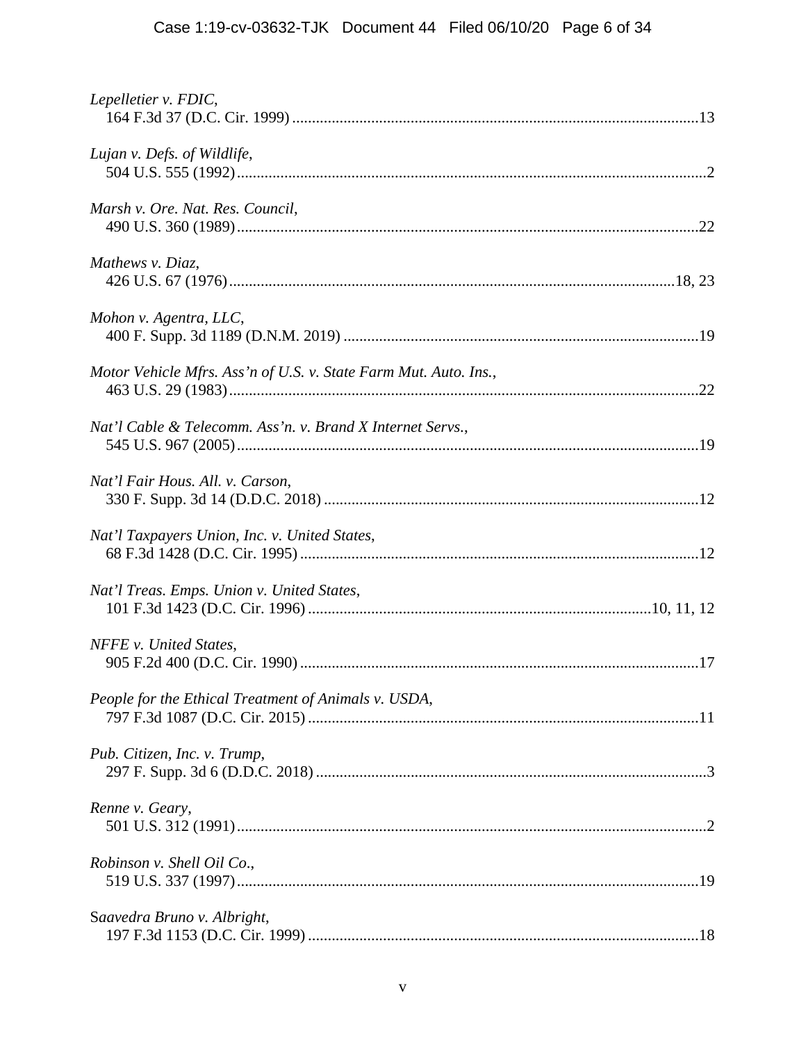*Lepelletier v. FDIC*,
164 F.3d 37 (D.C. Cir. 1999) ......................................................................................................13

*Lujan v. Defs. of Wildlife*,
504 U.S. 555 (1992) ......................................................................................................................2

*Marsh v. Ore. Nat. Res. Council*,
490 U.S. 360 (1989) ....................................................................................................................22

*Mathews v. Diaz*,
426 U.S. 67 (1976) ................................................................................................................18, 23

*Mohon v. Agentra, LLC*,
400 F. Supp. 3d 1189 (D.N.M. 2019) .........................................................................................19

*Motor Vehicle Mfrs. Ass'n of U.S. v. State Farm Mut. Auto. Ins.*,
463 U.S. 29 (1983) ......................................................................................................................22

*Nat'l Cable & Telecomm. Ass'n. v. Brand X Internet Servs.*,
545 U.S. 967 (2005) ....................................................................................................................19

*Nat'l Fair Hous. All. v. Carson*,
330 F. Supp. 3d 14 (D.D.C. 2018) ..............................................................................................12

*Nat'l Taxpayers Union, Inc. v. United States*,
68 F.3d 1428 (D.C. Cir. 1995) ....................................................................................................12

*Nat'l Treas. Emps. Union v. United States*,
101 F.3d 1423 (D.C. Cir. 1996) .....................................................................................10, 11, 12

*NFFE v. United States*,
905 F.2d 400 (D.C. Cir. 1990) ....................................................................................................17

*People for the Ethical Treatment of Animals v. USDA*,
797 F.3d 1087 (D.C. Cir. 2015) ..................................................................................................11

*Pub. Citizen, Inc. v. Trump*,
297 F. Supp. 3d 6 (D.D.C. 2018) ..................................................................................................3

*Renne v. Geary*,
501 U.S. 312 (1991) ......................................................................................................................2

*Robinson v. Shell Oil Co.*,
519 U.S. 337 (1997) ....................................................................................................................19

*Saavedra Bruno v. Albright*,
197 F.3d 1153 (D.C. Cir. 1999) ..................................................................................................18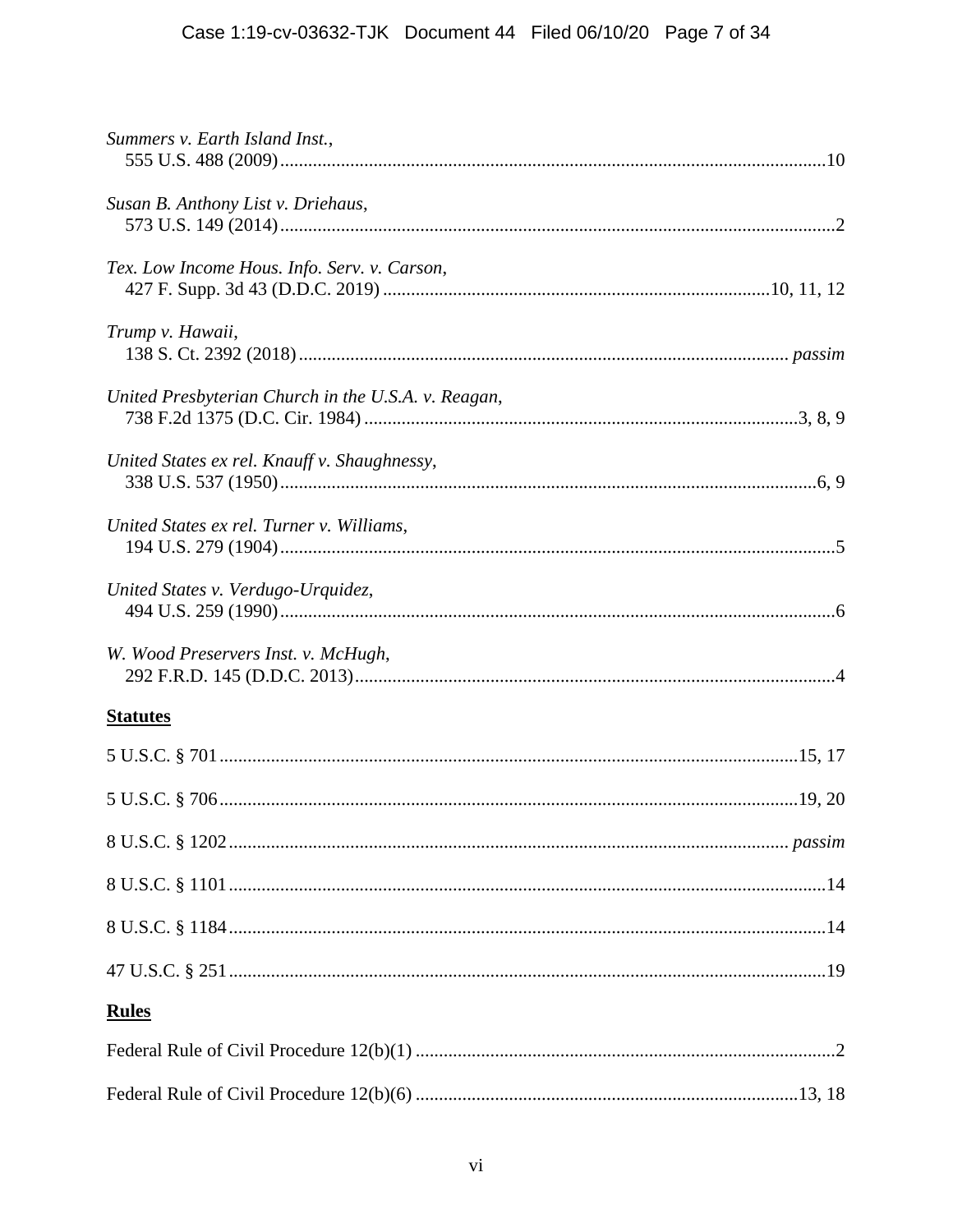*Summers v. Earth Island Inst.*,
555 U.S. 488 (2009)....................................................................................................................10

*Susan B. Anthony List v. Driehaus*,
573 U.S. 149 (2014)......................................................................................................................2

*Tex. Low Income Hous. Info. Serv. v. Carson*,
427 F. Supp. 3d 43 (D.D.C. 2019) .................................................................................10, 11, 12

*Trump v. Hawaii*,
138 S. Ct. 2392 (2018)....................................................................................................... *passim*

*United Presbyterian Church in the U.S.A. v. Reagan*,
738 F.2d 1375 (D.C. Cir. 1984) ............................................................................................3, 8, 9

*United States ex rel. Knauff v. Shaughnessy*,
338 U.S. 537 (1950)..................................................................................................................6, 9

*United States ex rel. Turner v. Williams*,
194 U.S. 279 (1904)......................................................................................................................5

*United States v. Verdugo-Urquidez*,
494 U.S. 259 (1990)......................................................................................................................6

*W. Wood Preservers Inst. v. McHugh*,
292 F.R.D. 145 (D.D.C. 2013).....................................................................................................4

**Statutes**

5 U.S.C. § 701.........................................................................................................................15, 17

5 U.S.C. § 706.........................................................................................................................19, 20

8 U.S.C. § 1202..................................................................................................................... *passim*

8 U.S.C. § 1101..............................................................................................................................14

8 U.S.C. § 1184..............................................................................................................................14

47 U.S.C. § 251..............................................................................................................................19

**Rules**

Federal Rule of Civil Procedure 12(b)(1) .........................................................................................2

Federal Rule of Civil Procedure 12(b)(6) .................................................................................13, 18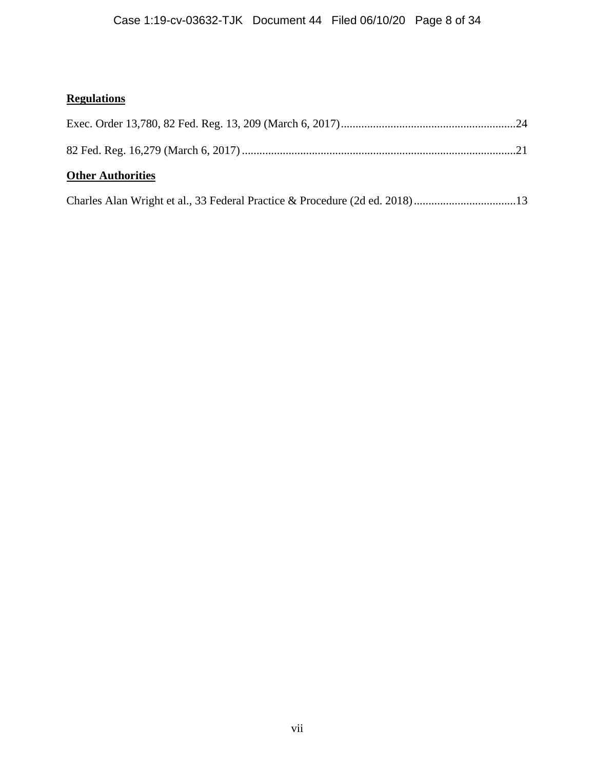**Regulations**

Exec. Order 13,780, 82 Fed. Reg. 13, 209 (March 6, 2017)............................................................24

82 Fed. Reg. 16,279 (March 6, 2017)..............................................................................................21

**Other Authorities**

Charles Alan Wright et al., 33 Federal Practice & Procedure (2d ed. 2018)...................................13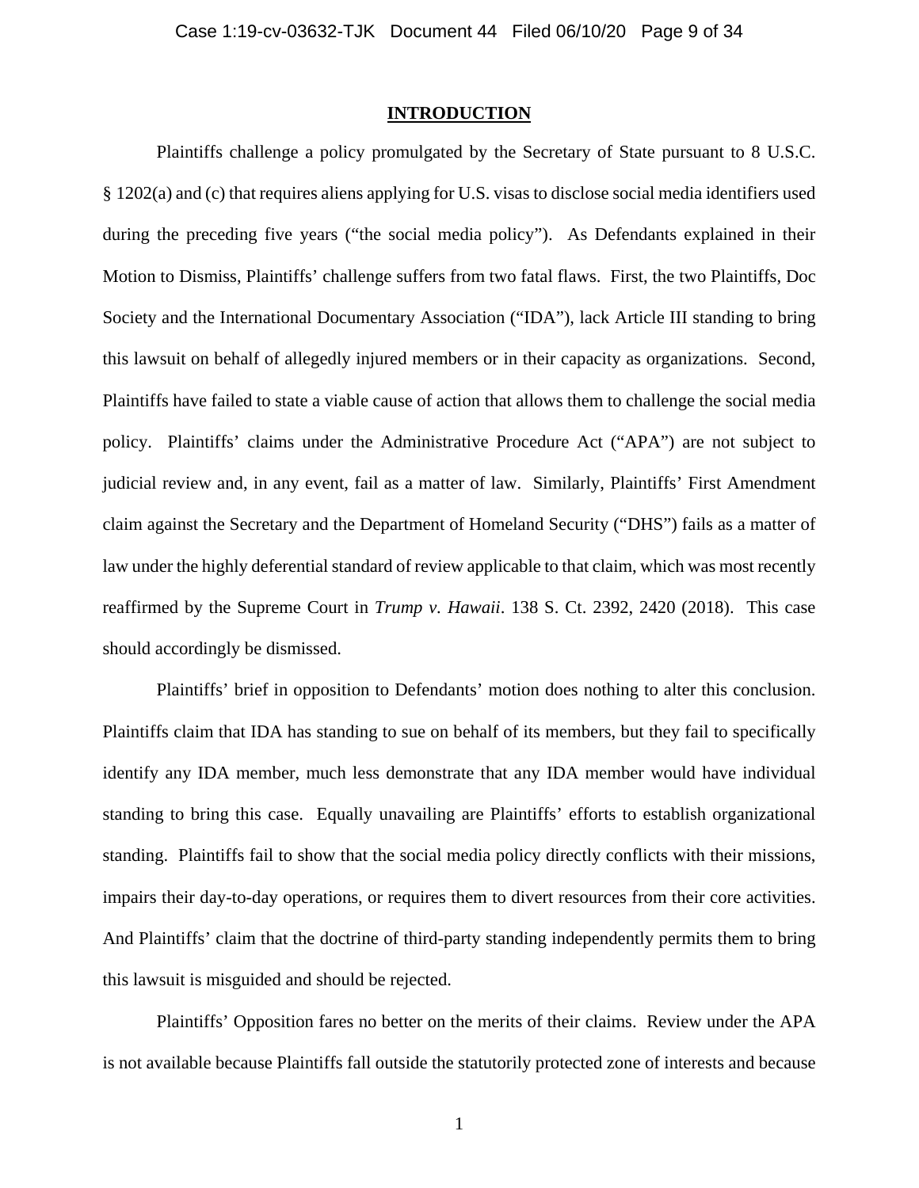## INTRODUCTION

Plaintiffs challenge a policy promulgated by the Secretary of State pursuant to 8 U.S.C. § 1202(a) and (c) that requires aliens applying for U.S. visas to disclose social media identifiers used during the preceding five years ("the social media policy"). As Defendants explained in their Motion to Dismiss, Plaintiffs' challenge suffers from two fatal flaws. First, the two Plaintiffs, Doc Society and the International Documentary Association ("IDA"), lack Article III standing to bring this lawsuit on behalf of allegedly injured members or in their capacity as organizations. Second, Plaintiffs have failed to state a viable cause of action that allows them to challenge the social media policy. Plaintiffs' claims under the Administrative Procedure Act ("APA") are not subject to judicial review and, in any event, fail as a matter of law. Similarly, Plaintiffs' First Amendment claim against the Secretary and the Department of Homeland Security ("DHS") fails as a matter of law under the highly deferential standard of review applicable to that claim, which was most recently reaffirmed by the Supreme Court in *Trump v. Hawaii*. 138 S. Ct. 2392, 2420 (2018). This case should accordingly be dismissed.

Plaintiffs' brief in opposition to Defendants' motion does nothing to alter this conclusion. Plaintiffs claim that IDA has standing to sue on behalf of its members, but they fail to specifically identify any IDA member, much less demonstrate that any IDA member would have individual standing to bring this case. Equally unavailing are Plaintiffs' efforts to establish organizational standing. Plaintiffs fail to show that the social media policy directly conflicts with their missions, impairs their day-to-day operations, or requires them to divert resources from their core activities. And Plaintiffs' claim that the doctrine of third-party standing independently permits them to bring this lawsuit is misguided and should be rejected.

Plaintiffs' Opposition fares no better on the merits of their claims. Review under the APA is not available because Plaintiffs fall outside the statutorily protected zone of interests and because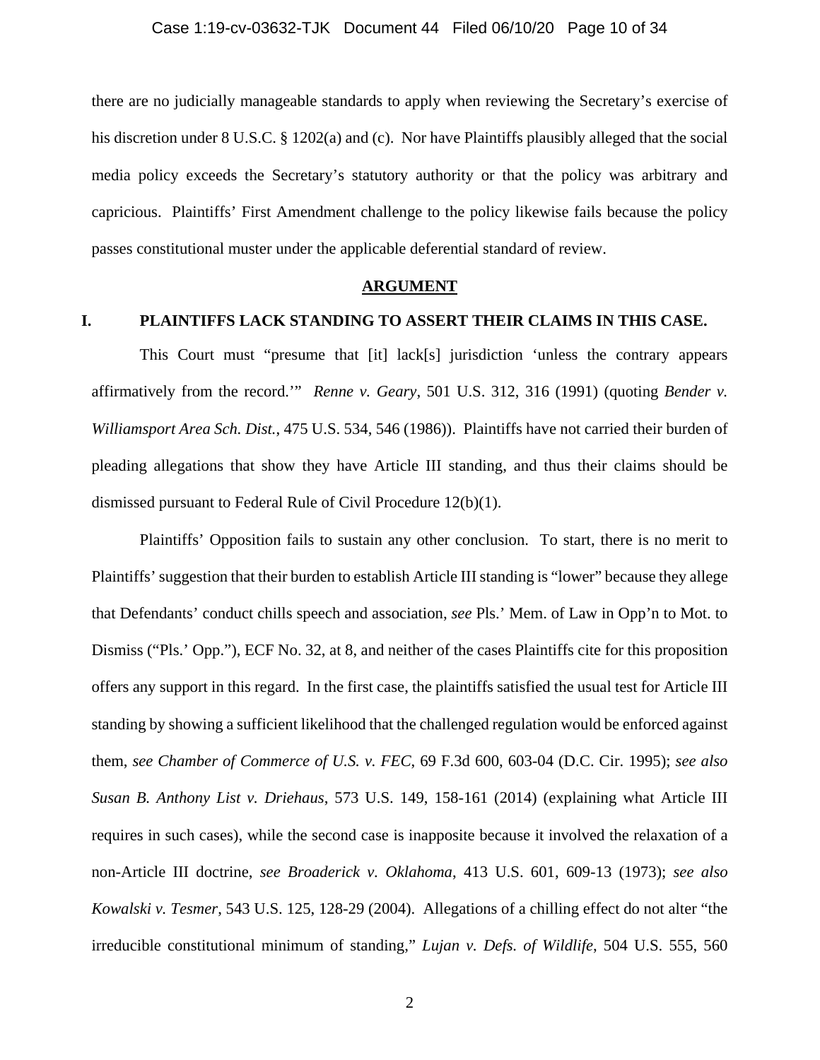there are no judicially manageable standards to apply when reviewing the Secretary's exercise of his discretion under 8 U.S.C. § 1202(a) and (c). Nor have Plaintiffs plausibly alleged that the social media policy exceeds the Secretary's statutory authority or that the policy was arbitrary and capricious. Plaintiffs' First Amendment challenge to the policy likewise fails because the policy passes constitutional muster under the applicable deferential standard of review.

## **ARGUMENT**

### I. PLAINTIFFS LACK STANDING TO ASSERT THEIR CLAIMS IN THIS CASE.

This Court must "presume that [it] lack[s] jurisdiction 'unless the contrary appears affirmatively from the record.'" *Renne v. Geary*, 501 U.S. 312, 316 (1991) (quoting *Bender v. Williamsport Area Sch. Dist.*, 475 U.S. 534, 546 (1986)). Plaintiffs have not carried their burden of pleading allegations that show they have Article III standing, and thus their claims should be dismissed pursuant to Federal Rule of Civil Procedure 12(b)(1).

Plaintiffs' Opposition fails to sustain any other conclusion. To start, there is no merit to Plaintiffs' suggestion that their burden to establish Article III standing is "lower" because they allege that Defendants' conduct chills speech and association, *see* Pls.' Mem. of Law in Opp'n to Mot. to Dismiss ("Pls.' Opp."), ECF No. 32, at 8, and neither of the cases Plaintiffs cite for this proposition offers any support in this regard. In the first case, the plaintiffs satisfied the usual test for Article III standing by showing a sufficient likelihood that the challenged regulation would be enforced against them, *see Chamber of Commerce of U.S. v. FEC*, 69 F.3d 600, 603-04 (D.C. Cir. 1995); *see also Susan B. Anthony List v. Driehaus*, 573 U.S. 149, 158-161 (2014) (explaining what Article III requires in such cases), while the second case is inapposite because it involved the relaxation of a non-Article III doctrine, *see Broaderick v. Oklahoma*, 413 U.S. 601, 609-13 (1973); *see also Kowalski v. Tesmer*, 543 U.S. 125, 128-29 (2004). Allegations of a chilling effect do not alter "the irreducible constitutional minimum of standing," *Lujan v. Defs. of Wildlife*, 504 U.S. 555, 560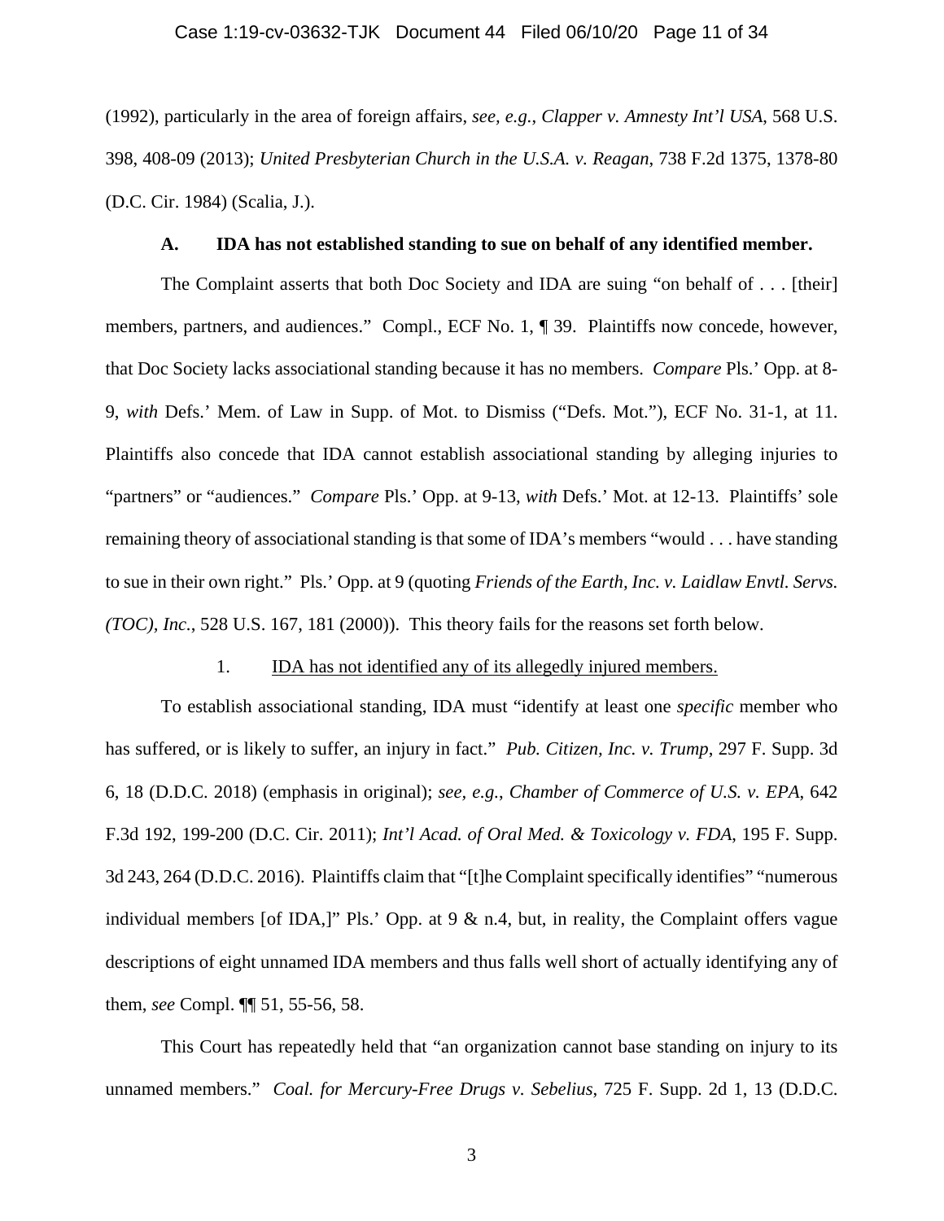(1992), particularly in the area of foreign affairs, *see, e.g.*, *Clapper v. Amnesty Int'l USA*, 568 U.S. 398, 408-09 (2013); *United Presbyterian Church in the U.S.A. v. Reagan*, 738 F.2d 1375, 1378-80 (D.C. Cir. 1984) (Scalia, J.).

### A. IDA has not established standing to sue on behalf of any identified member.

The Complaint asserts that both Doc Society and IDA are suing "on behalf of . . . [their] members, partners, and audiences." Compl., ECF No. 1, ¶ 39. Plaintiffs now concede, however, that Doc Society lacks associational standing because it has no members. *Compare* Pls.' Opp. at 8-9, *with* Defs.' Mem. of Law in Supp. of Mot. to Dismiss ("Defs. Mot."), ECF No. 31-1, at 11. Plaintiffs also concede that IDA cannot establish associational standing by alleging injuries to "partners" or "audiences." *Compare* Pls.' Opp. at 9-13, *with* Defs.' Mot. at 12-13. Plaintiffs' sole remaining theory of associational standing is that some of IDA's members "would . . . have standing to sue in their own right." Pls.' Opp. at 9 (quoting *Friends of the Earth, Inc. v. Laidlaw Envtl. Servs. (TOC), Inc.*, 528 U.S. 167, 181 (2000)). This theory fails for the reasons set forth below.

#### 1. IDA has not identified any of its allegedly injured members.

To establish associational standing, IDA must "identify at least one *specific* member who has suffered, or is likely to suffer, an injury in fact." *Pub. Citizen, Inc. v. Trump*, 297 F. Supp. 3d 6, 18 (D.D.C. 2018) (emphasis in original); *see, e.g.*, *Chamber of Commerce of U.S. v. EPA*, 642 F.3d 192, 199-200 (D.C. Cir. 2011); *Int'l Acad. of Oral Med. & Toxicology v. FDA*, 195 F. Supp. 3d 243, 264 (D.D.C. 2016). Plaintiffs claim that "[t]he Complaint specifically identifies" "numerous individual members [of IDA,]" Pls.' Opp. at 9 & n.4, but, in reality, the Complaint offers vague descriptions of eight unnamed IDA members and thus falls well short of actually identifying any of them, *see* Compl. ¶¶ 51, 55-56, 58.

This Court has repeatedly held that "an organization cannot base standing on injury to its unnamed members." *Coal. for Mercury-Free Drugs v. Sebelius*, 725 F. Supp. 2d 1, 13 (D.D.C.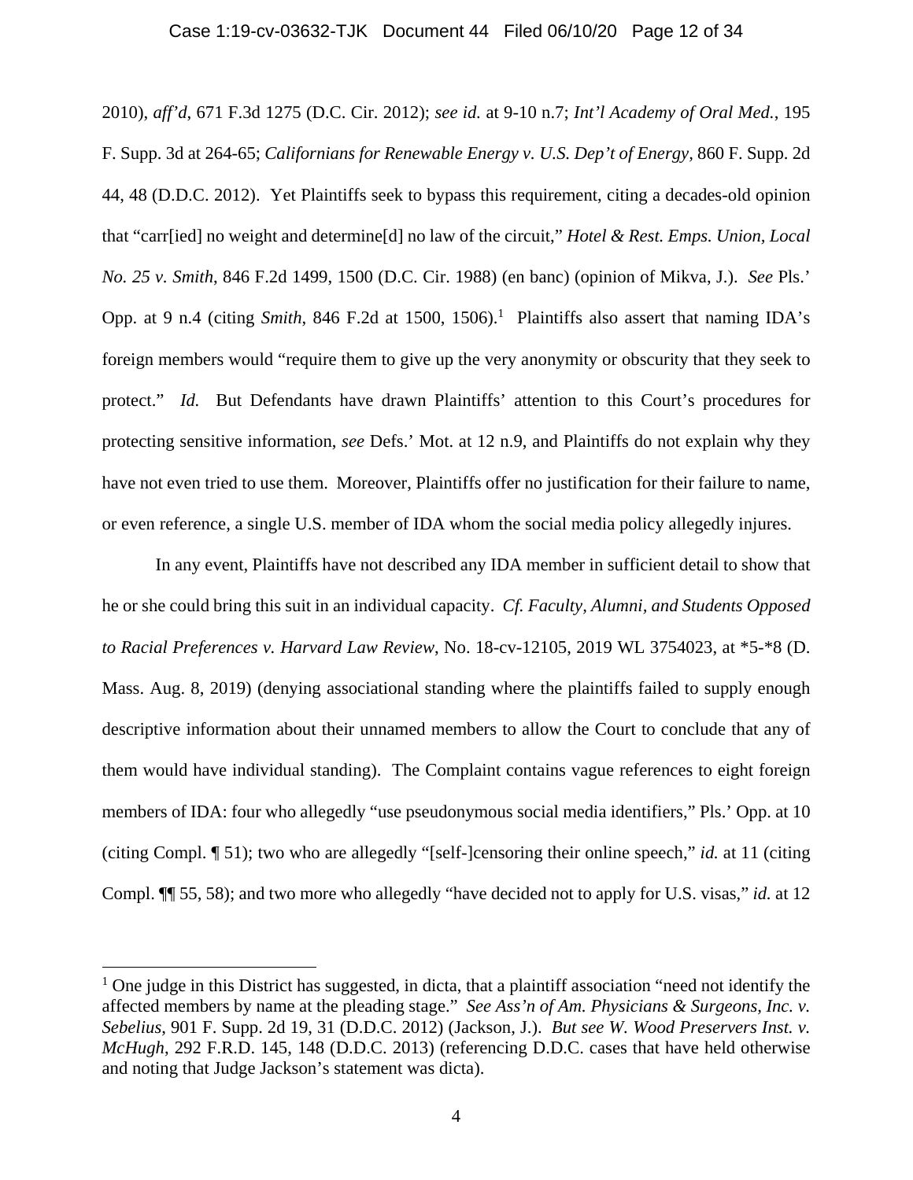2010), *aff'd*, 671 F.3d 1275 (D.C. Cir. 2012); *see id.* at 9-10 n.7; *Int'l Academy of Oral Med.*, 195 F. Supp. 3d at 264-65; *Californians for Renewable Energy v. U.S. Dep't of Energy*, 860 F. Supp. 2d 44, 48 (D.D.C. 2012). Yet Plaintiffs seek to bypass this requirement, citing a decades-old opinion that "carr[ied] no weight and determine[d] no law of the circuit," *Hotel & Rest. Emps. Union, Local No. 25 v. Smith*, 846 F.2d 1499, 1500 (D.C. Cir. 1988) (en banc) (opinion of Mikva, J.). *See* Pls.' Opp. at 9 n.4 (citing *Smith*, 846 F.2d at 1500, 1506).[1] Plaintiffs also assert that naming IDA's foreign members would "require them to give up the very anonymity or obscurity that they seek to protect." *Id.* But Defendants have drawn Plaintiffs' attention to this Court's procedures for protecting sensitive information, *see* Defs.' Mot. at 12 n.9, and Plaintiffs do not explain why they have not even tried to use them. Moreover, Plaintiffs offer no justification for their failure to name, or even reference, a single U.S. member of IDA whom the social media policy allegedly injures.

In any event, Plaintiffs have not described any IDA member in sufficient detail to show that he or she could bring this suit in an individual capacity. *Cf. Faculty, Alumni, and Students Opposed to Racial Preferences v. Harvard Law Review*, No. 18-cv-12105, 2019 WL 3754023, at *5-*8 (D. Mass. Aug. 8, 2019) (denying associational standing where the plaintiffs failed to supply enough descriptive information about their unnamed members to allow the Court to conclude that any of them would have individual standing). The Complaint contains vague references to eight foreign members of IDA: four who allegedly "use pseudonymous social media identifiers," Pls.' Opp. at 10 (citing Compl. ¶ 51); two who are allegedly "[self-]censoring their online speech," *id.* at 11 (citing Compl. ¶¶ 55, 58); and two more who allegedly "have decided not to apply for U.S. visas," *id.* at 12

---

[1] One judge in this District has suggested, in dicta, that a plaintiff association "need not identify the affected members by name at the pleading stage." *See Ass'n of Am. Physicians & Surgeons, Inc. v. Sebelius*, 901 F. Supp. 2d 19, 31 (D.D.C. 2012) (Jackson, J.). *But see W. Wood Preservers Inst. v. McHugh*, 292 F.R.D. 145, 148 (D.D.C. 2013) (referencing D.D.C. cases that have held otherwise and noting that Judge Jackson's statement was dicta).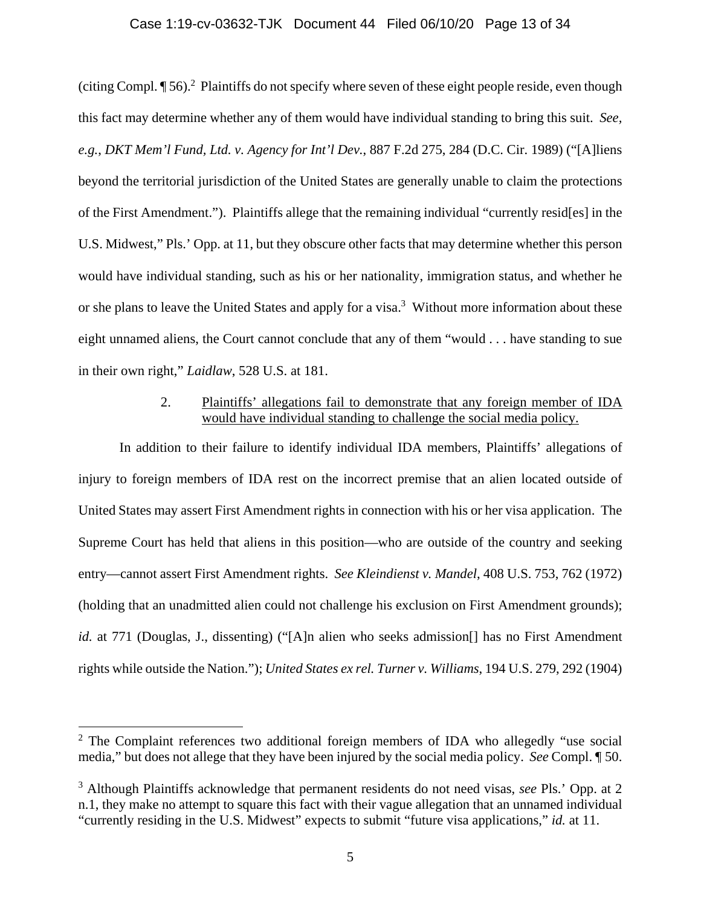(citing Compl. ¶ 56).[2] Plaintiffs do not specify where seven of these eight people reside, even though this fact may determine whether any of them would have individual standing to bring this suit. *See, e.g.*, *DKT Mem'l Fund, Ltd. v. Agency for Int'l Dev.*, 887 F.2d 275, 284 (D.C. Cir. 1989) ("[A]liens beyond the territorial jurisdiction of the United States are generally unable to claim the protections of the First Amendment."). Plaintiffs allege that the remaining individual "currently resid[es] in the U.S. Midwest," Pls.' Opp. at 11, but they obscure other facts that may determine whether this person would have individual standing, such as his or her nationality, immigration status, and whether he or she plans to leave the United States and apply for a visa.[3] Without more information about these eight unnamed aliens, the Court cannot conclude that any of them "would . . . have standing to sue in their own right," *Laidlaw*, 528 U.S. at 181.

2. <u>Plaintiffs' allegations fail to demonstrate that any foreign member of IDA would have individual standing to challenge the social media policy.</u>

In addition to their failure to identify individual IDA members, Plaintiffs' allegations of injury to foreign members of IDA rest on the incorrect premise that an alien located outside of United States may assert First Amendment rights in connection with his or her visa application. The Supreme Court has held that aliens in this position—who are outside of the country and seeking entry—cannot assert First Amendment rights. *See Kleindienst v. Mandel*, 408 U.S. 753, 762 (1972) (holding that an unadmitted alien could not challenge his exclusion on First Amendment grounds); *id.* at 771 (Douglas, J., dissenting) ("[A]n alien who seeks admission[] has no First Amendment rights while outside the Nation."); *United States ex rel. Turner v. Williams*, 194 U.S. 279, 292 (1904)

---

[2] The Complaint references two additional foreign members of IDA who allegedly "use social media," but does not allege that they have been injured by the social media policy. *See* Compl. ¶ 50.

[3] Although Plaintiffs acknowledge that permanent residents do not need visas, *see* Pls.' Opp. at 2 n.1, they make no attempt to square this fact with their vague allegation that an unnamed individual "currently residing in the U.S. Midwest" expects to submit "future visa applications," *id.* at 11.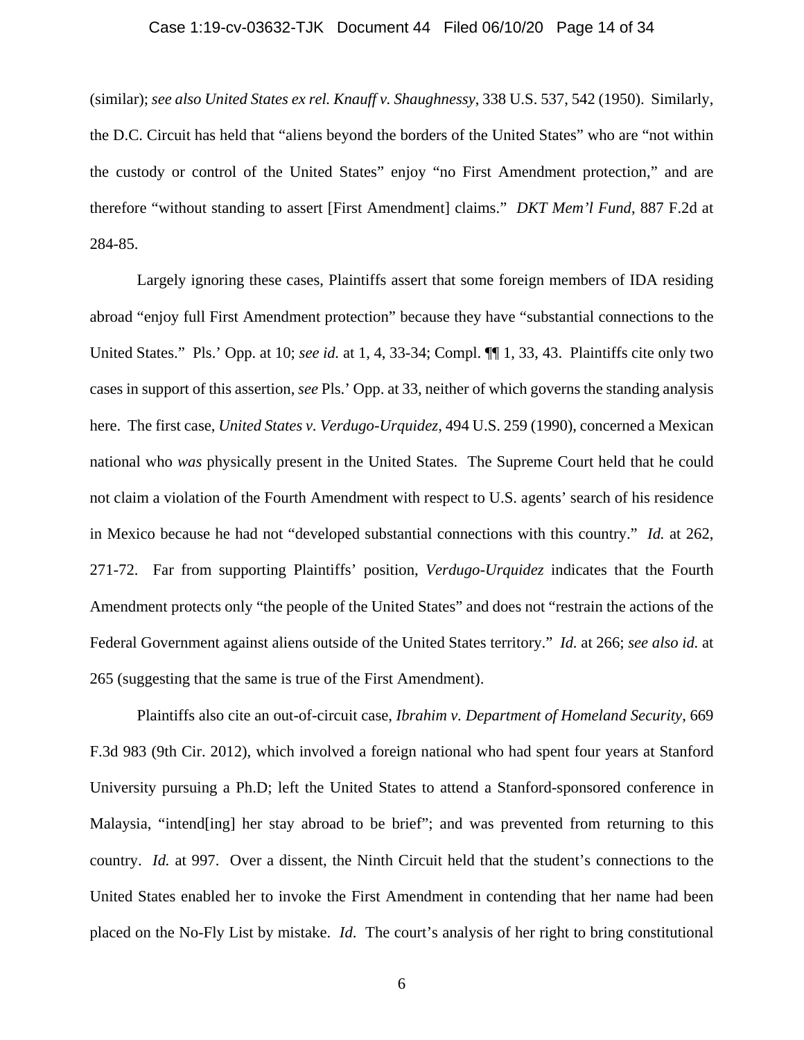(similar); *see also United States ex rel. Knauff v. Shaughnessy*, 338 U.S. 537, 542 (1950). Similarly, the D.C. Circuit has held that "aliens beyond the borders of the United States" who are "not within the custody or control of the United States" enjoy "no First Amendment protection," and are therefore "without standing to assert [First Amendment] claims." *DKT Mem'l Fund*, 887 F.2d at 284-85.

Largely ignoring these cases, Plaintiffs assert that some foreign members of IDA residing abroad "enjoy full First Amendment protection" because they have "substantial connections to the United States." Pls.' Opp. at 10; *see id.* at 1, 4, 33-34; Compl. ¶¶ 1, 33, 43. Plaintiffs cite only two cases in support of this assertion, *see* Pls.' Opp. at 33, neither of which governs the standing analysis here. The first case, *United States v. Verdugo-Urquidez*, 494 U.S. 259 (1990), concerned a Mexican national who *was* physically present in the United States. The Supreme Court held that he could not claim a violation of the Fourth Amendment with respect to U.S. agents' search of his residence in Mexico because he had not "developed substantial connections with this country." *Id.* at 262, 271-72. Far from supporting Plaintiffs' position, *Verdugo-Urquidez* indicates that the Fourth Amendment protects only "the people of the United States" and does not "restrain the actions of the Federal Government against aliens outside of the United States territory." *Id.* at 266; *see also id.* at 265 (suggesting that the same is true of the First Amendment).

Plaintiffs also cite an out-of-circuit case, *Ibrahim v. Department of Homeland Security*, 669 F.3d 983 (9th Cir. 2012), which involved a foreign national who had spent four years at Stanford University pursuing a Ph.D; left the United States to attend a Stanford-sponsored conference in Malaysia, "intend[ing] her stay abroad to be brief"; and was prevented from returning to this country. *Id.* at 997. Over a dissent, the Ninth Circuit held that the student's connections to the United States enabled her to invoke the First Amendment in contending that her name had been placed on the No-Fly List by mistake. *Id*. The court's analysis of her right to bring constitutional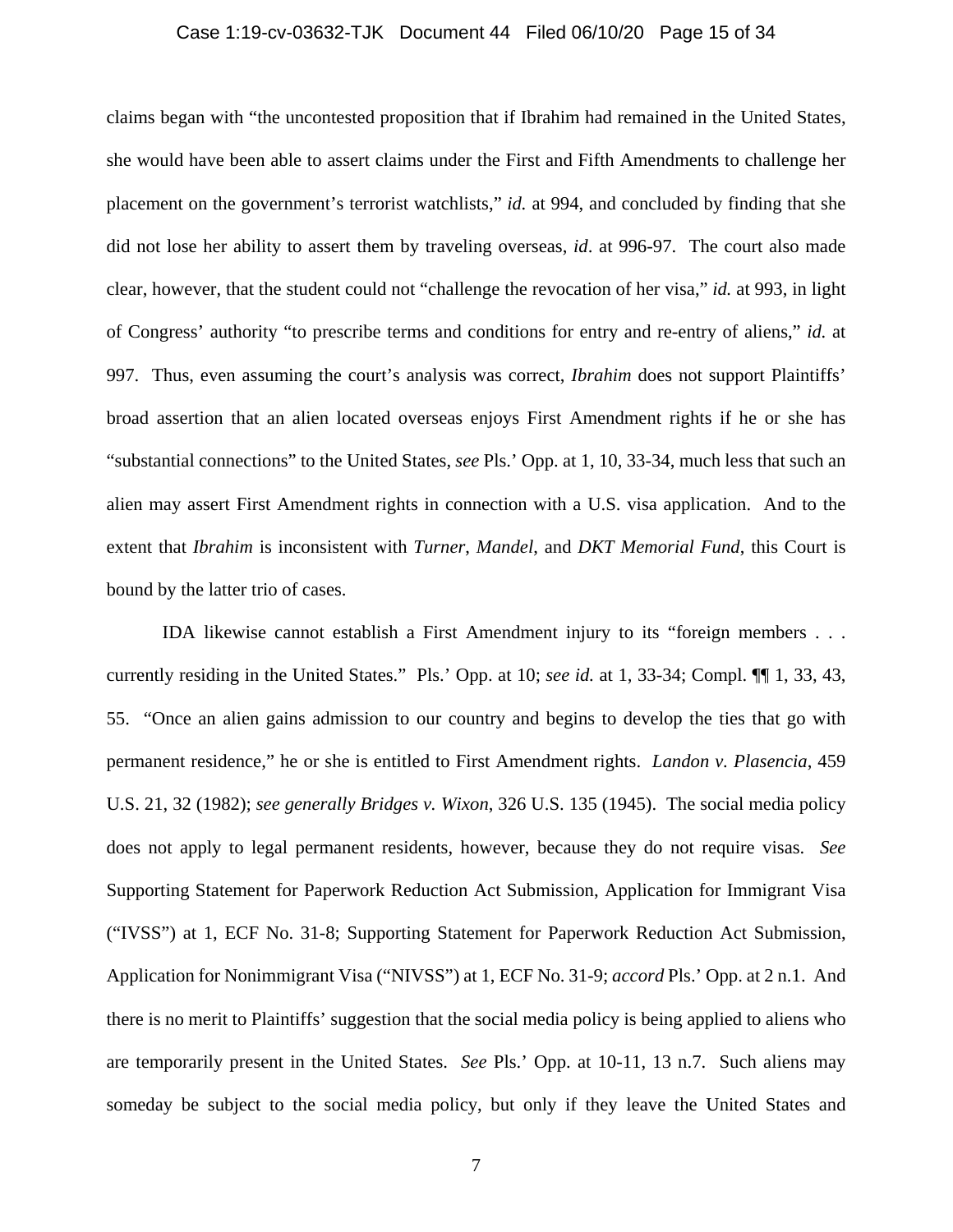claims began with "the uncontested proposition that if Ibrahim had remained in the United States, she would have been able to assert claims under the First and Fifth Amendments to challenge her placement on the government's terrorist watchlists," *id.* at 994, and concluded by finding that she did not lose her ability to assert them by traveling overseas, *id*. at 996-97. The court also made clear, however, that the student could not "challenge the revocation of her visa," *id.* at 993, in light of Congress' authority "to prescribe terms and conditions for entry and re-entry of aliens," *id.* at 997. Thus, even assuming the court's analysis was correct, *Ibrahim* does not support Plaintiffs' broad assertion that an alien located overseas enjoys First Amendment rights if he or she has "substantial connections" to the United States, *see* Pls.' Opp. at 1, 10, 33-34, much less that such an alien may assert First Amendment rights in connection with a U.S. visa application. And to the extent that *Ibrahim* is inconsistent with *Turner*, *Mandel*, and *DKT Memorial Fund*, this Court is bound by the latter trio of cases.

IDA likewise cannot establish a First Amendment injury to its "foreign members . . . currently residing in the United States." Pls.' Opp. at 10; *see id.* at 1, 33-34; Compl. ¶¶ 1, 33, 43, 55. "Once an alien gains admission to our country and begins to develop the ties that go with permanent residence," he or she is entitled to First Amendment rights. *Landon v. Plasencia*, 459 U.S. 21, 32 (1982); *see generally Bridges v. Wixon*, 326 U.S. 135 (1945). The social media policy does not apply to legal permanent residents, however, because they do not require visas. *See* Supporting Statement for Paperwork Reduction Act Submission, Application for Immigrant Visa ("IVSS") at 1, ECF No. 31-8; Supporting Statement for Paperwork Reduction Act Submission, Application for Nonimmigrant Visa ("NIVSS") at 1, ECF No. 31-9; *accord* Pls.' Opp. at 2 n.1. And there is no merit to Plaintiffs' suggestion that the social media policy is being applied to aliens who are temporarily present in the United States. *See* Pls.' Opp. at 10-11, 13 n.7. Such aliens may someday be subject to the social media policy, but only if they leave the United States and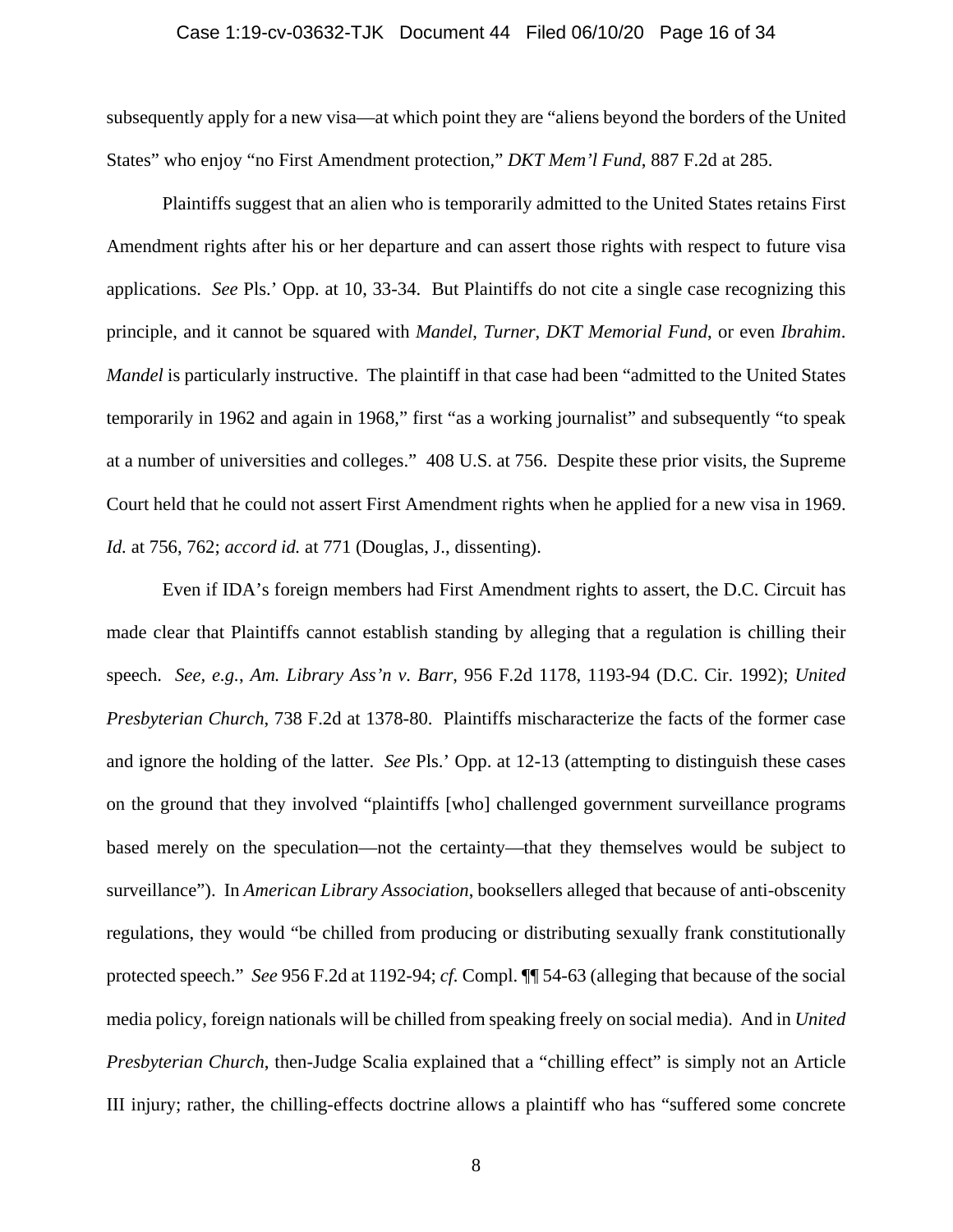subsequently apply for a new visa—at which point they are "aliens beyond the borders of the United States" who enjoy "no First Amendment protection," *DKT Mem'l Fund*, 887 F.2d at 285.

Plaintiffs suggest that an alien who is temporarily admitted to the United States retains First Amendment rights after his or her departure and can assert those rights with respect to future visa applications. *See* Pls.' Opp. at 10, 33-34. But Plaintiffs do not cite a single case recognizing this principle, and it cannot be squared with *Mandel*, *Turner*, *DKT Memorial Fund*, or even *Ibrahim*. *Mandel* is particularly instructive. The plaintiff in that case had been "admitted to the United States temporarily in 1962 and again in 1968," first "as a working journalist" and subsequently "to speak at a number of universities and colleges." 408 U.S. at 756. Despite these prior visits, the Supreme Court held that he could not assert First Amendment rights when he applied for a new visa in 1969. *Id.* at 756, 762; *accord id.* at 771 (Douglas, J., dissenting).

Even if IDA's foreign members had First Amendment rights to assert, the D.C. Circuit has made clear that Plaintiffs cannot establish standing by alleging that a regulation is chilling their speech. *See, e.g.*, *Am. Library Ass'n v. Barr*, 956 F.2d 1178, 1193-94 (D.C. Cir. 1992); *United Presbyterian Church*, 738 F.2d at 1378-80. Plaintiffs mischaracterize the facts of the former case and ignore the holding of the latter. *See* Pls.' Opp. at 12-13 (attempting to distinguish these cases on the ground that they involved "plaintiffs [who] challenged government surveillance programs based merely on the speculation—not the certainty—that they themselves would be subject to surveillance"). In *American Library Association*, booksellers alleged that because of anti-obscenity regulations, they would "be chilled from producing or distributing sexually frank constitutionally protected speech." *See* 956 F.2d at 1192-94; *cf.* Compl. ¶¶ 54-63 (alleging that because of the social media policy, foreign nationals will be chilled from speaking freely on social media). And in *United Presbyterian Church*, then-Judge Scalia explained that a "chilling effect" is simply not an Article III injury; rather, the chilling-effects doctrine allows a plaintiff who has "suffered some concrete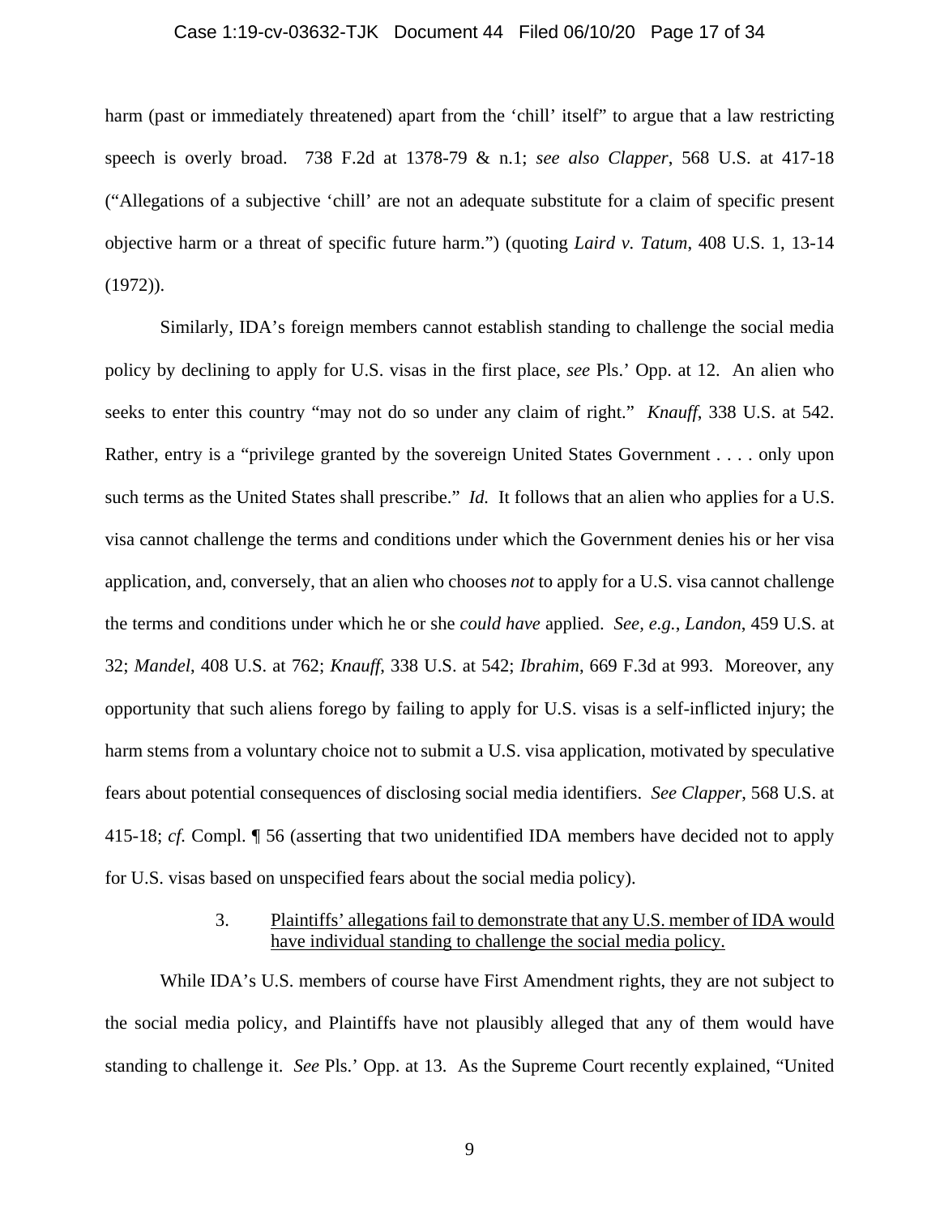harm (past or immediately threatened) apart from the 'chill' itself" to argue that a law restricting speech is overly broad. 738 F.2d at 1378-79 & n.1; *see also Clapper*, 568 U.S. at 417-18 ("Allegations of a subjective 'chill' are not an adequate substitute for a claim of specific present objective harm or a threat of specific future harm.") (quoting *Laird v. Tatum*, 408 U.S. 1, 13-14 (1972)).

Similarly, IDA's foreign members cannot establish standing to challenge the social media policy by declining to apply for U.S. visas in the first place, *see* Pls.' Opp. at 12. An alien who seeks to enter this country "may not do so under any claim of right." *Knauff*, 338 U.S. at 542. Rather, entry is a "privilege granted by the sovereign United States Government . . . . only upon such terms as the United States shall prescribe." *Id.* It follows that an alien who applies for a U.S. visa cannot challenge the terms and conditions under which the Government denies his or her visa application, and, conversely, that an alien who chooses *not* to apply for a U.S. visa cannot challenge the terms and conditions under which he or she *could have* applied. *See, e.g.*, *Landon*, 459 U.S. at 32; *Mandel*, 408 U.S. at 762; *Knauff*, 338 U.S. at 542; *Ibrahim*, 669 F.3d at 993. Moreover, any opportunity that such aliens forego by failing to apply for U.S. visas is a self-inflicted injury; the harm stems from a voluntary choice not to submit a U.S. visa application, motivated by speculative fears about potential consequences of disclosing social media identifiers. *See Clapper*, 568 U.S. at 415-18; *cf.* Compl. ¶ 56 (asserting that two unidentified IDA members have decided not to apply for U.S. visas based on unspecified fears about the social media policy).

### 3. Plaintiffs' allegations fail to demonstrate that any U.S. member of IDA would have individual standing to challenge the social media policy.

While IDA's U.S. members of course have First Amendment rights, they are not subject to the social media policy, and Plaintiffs have not plausibly alleged that any of them would have standing to challenge it. *See* Pls.' Opp. at 13. As the Supreme Court recently explained, "United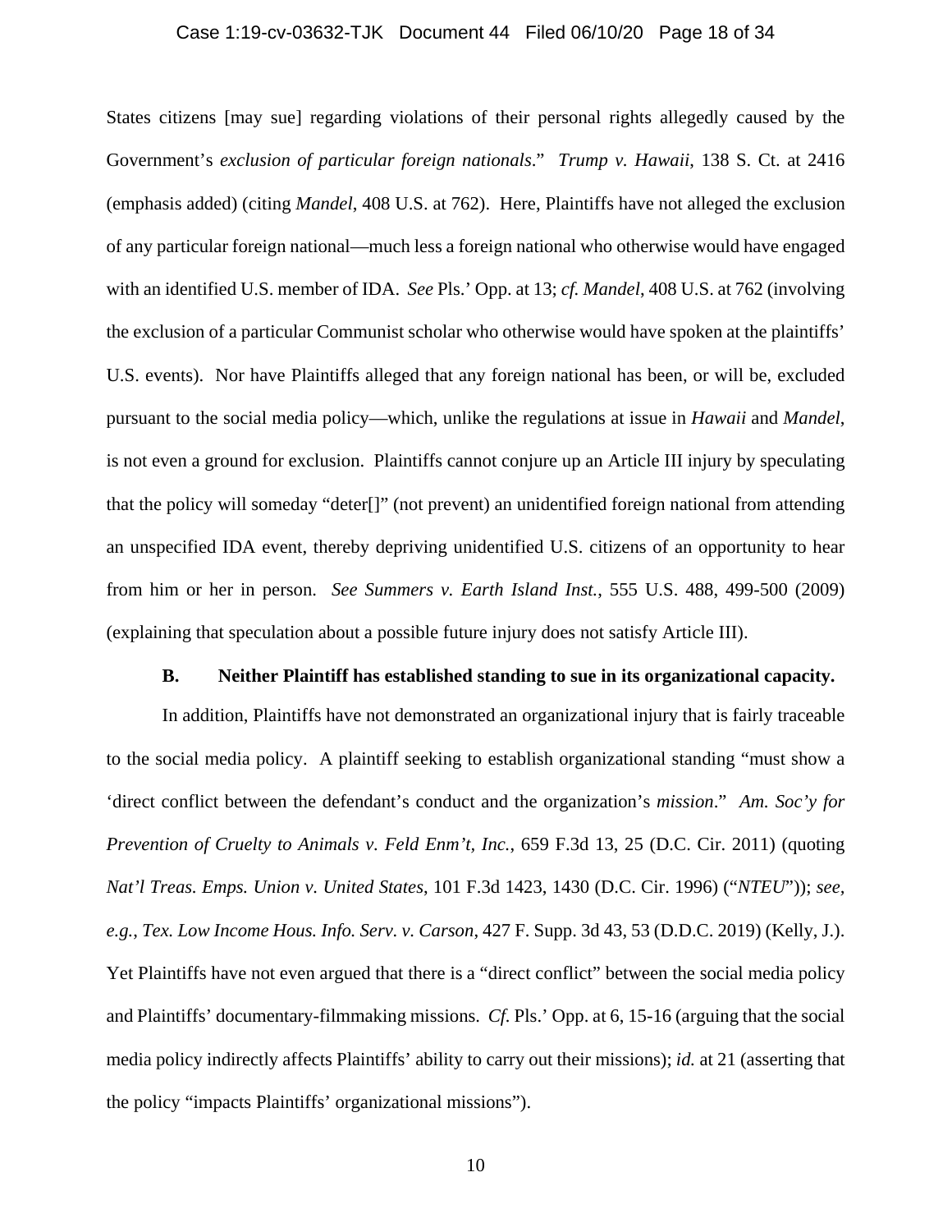States citizens [may sue] regarding violations of their personal rights allegedly caused by the Government's *exclusion of particular foreign nationals*." *Trump v. Hawaii*, 138 S. Ct. at 2416 (emphasis added) (citing *Mandel*, 408 U.S. at 762). Here, Plaintiffs have not alleged the exclusion of any particular foreign national—much less a foreign national who otherwise would have engaged with an identified U.S. member of IDA. *See* Pls.' Opp. at 13; *cf. Mandel*, 408 U.S. at 762 (involving the exclusion of a particular Communist scholar who otherwise would have spoken at the plaintiffs' U.S. events). Nor have Plaintiffs alleged that any foreign national has been, or will be, excluded pursuant to the social media policy—which, unlike the regulations at issue in *Hawaii* and *Mandel*, is not even a ground for exclusion. Plaintiffs cannot conjure up an Article III injury by speculating that the policy will someday "deter[]" (not prevent) an unidentified foreign national from attending an unspecified IDA event, thereby depriving unidentified U.S. citizens of an opportunity to hear from him or her in person. *See Summers v. Earth Island Inst.*, 555 U.S. 488, 499-500 (2009) (explaining that speculation about a possible future injury does not satisfy Article III).

### B. Neither Plaintiff has established standing to sue in its organizational capacity.

In addition, Plaintiffs have not demonstrated an organizational injury that is fairly traceable to the social media policy. A plaintiff seeking to establish organizational standing "must show a 'direct conflict between the defendant's conduct and the organization's *mission*." *Am. Soc'y for Prevention of Cruelty to Animals v. Feld Enm't, Inc.*, 659 F.3d 13, 25 (D.C. Cir. 2011) (quoting *Nat'l Treas. Emps. Union v. United States*, 101 F.3d 1423, 1430 (D.C. Cir. 1996) ("*NTEU*")); *see, e.g.*, *Tex. Low Income Hous. Info. Serv. v. Carson*, 427 F. Supp. 3d 43, 53 (D.D.C. 2019) (Kelly, J.). Yet Plaintiffs have not even argued that there is a "direct conflict" between the social media policy and Plaintiffs' documentary-filmmaking missions. *Cf.* Pls.' Opp. at 6, 15-16 (arguing that the social media policy indirectly affects Plaintiffs' ability to carry out their missions); *id.* at 21 (asserting that the policy "impacts Plaintiffs' organizational missions").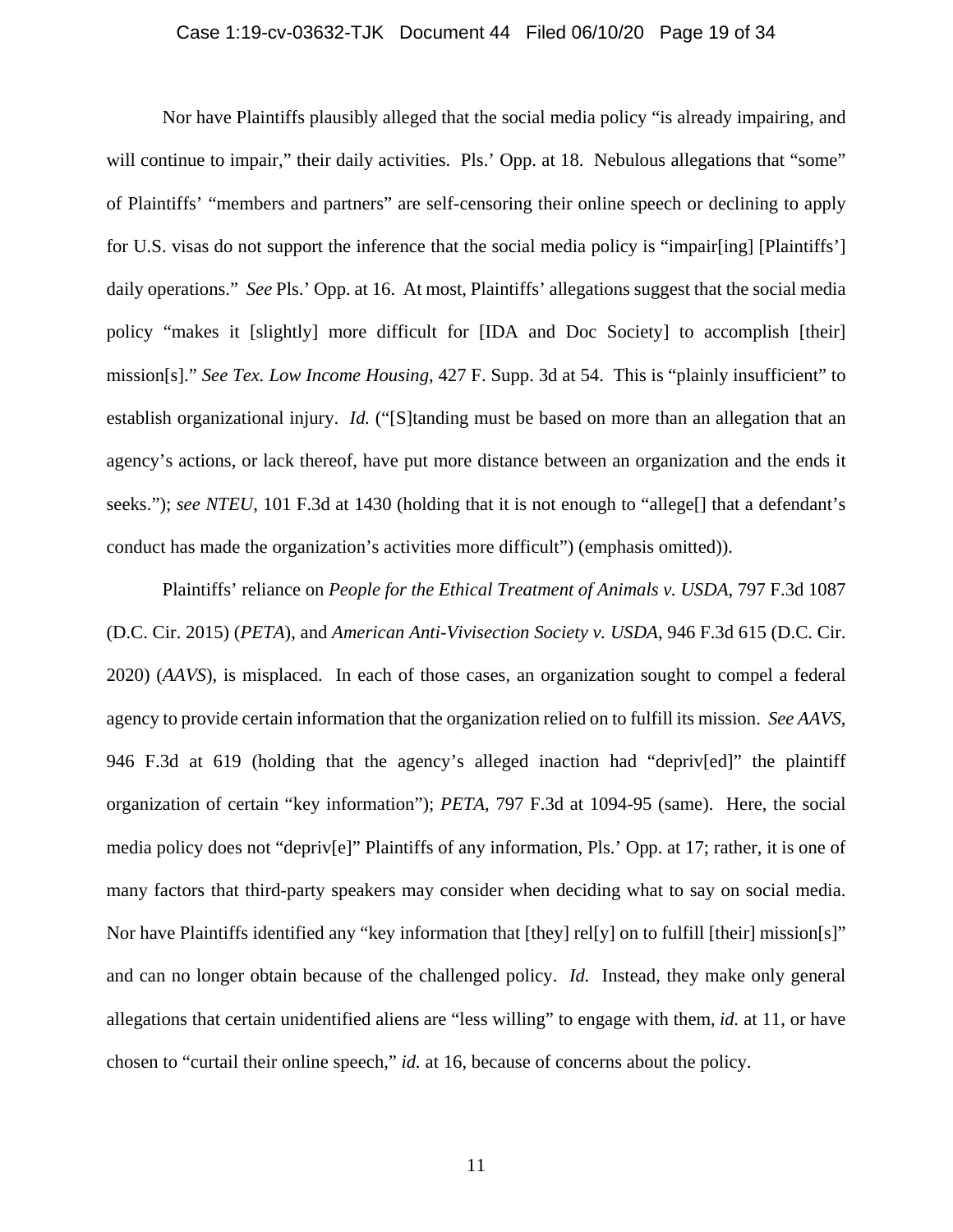Nor have Plaintiffs plausibly alleged that the social media policy "is already impairing, and will continue to impair," their daily activities. Pls.' Opp. at 18. Nebulous allegations that "some" of Plaintiffs' "members and partners" are self-censoring their online speech or declining to apply for U.S. visas do not support the inference that the social media policy is "impair[ing] [Plaintiffs'] daily operations." *See* Pls.' Opp. at 16. At most, Plaintiffs' allegations suggest that the social media policy "makes it [slightly] more difficult for [IDA and Doc Society] to accomplish [their] mission[s]." *See Tex. Low Income Housing*, 427 F. Supp. 3d at 54. This is "plainly insufficient" to establish organizational injury. *Id.* ("[S]tanding must be based on more than an allegation that an agency's actions, or lack thereof, have put more distance between an organization and the ends it seeks."); *see NTEU*, 101 F.3d at 1430 (holding that it is not enough to "allege[] that a defendant's conduct has made the organization's activities more difficult") (emphasis omitted)).

Plaintiffs' reliance on *People for the Ethical Treatment of Animals v. USDA*, 797 F.3d 1087 (D.C. Cir. 2015) (*PETA*), and *American Anti-Vivisection Society v. USDA*, 946 F.3d 615 (D.C. Cir. 2020) (*AAVS*), is misplaced. In each of those cases, an organization sought to compel a federal agency to provide certain information that the organization relied on to fulfill its mission. *See AAVS*, 946 F.3d at 619 (holding that the agency's alleged inaction had "depriv[ed]" the plaintiff organization of certain "key information"); *PETA*, 797 F.3d at 1094-95 (same). Here, the social media policy does not "depriv[e]" Plaintiffs of any information, Pls.' Opp. at 17; rather, it is one of many factors that third-party speakers may consider when deciding what to say on social media. Nor have Plaintiffs identified any "key information that [they] rel[y] on to fulfill [their] mission[s]" and can no longer obtain because of the challenged policy. *Id.* Instead, they make only general allegations that certain unidentified aliens are "less willing" to engage with them, *id.* at 11, or have chosen to "curtail their online speech," *id.* at 16, because of concerns about the policy.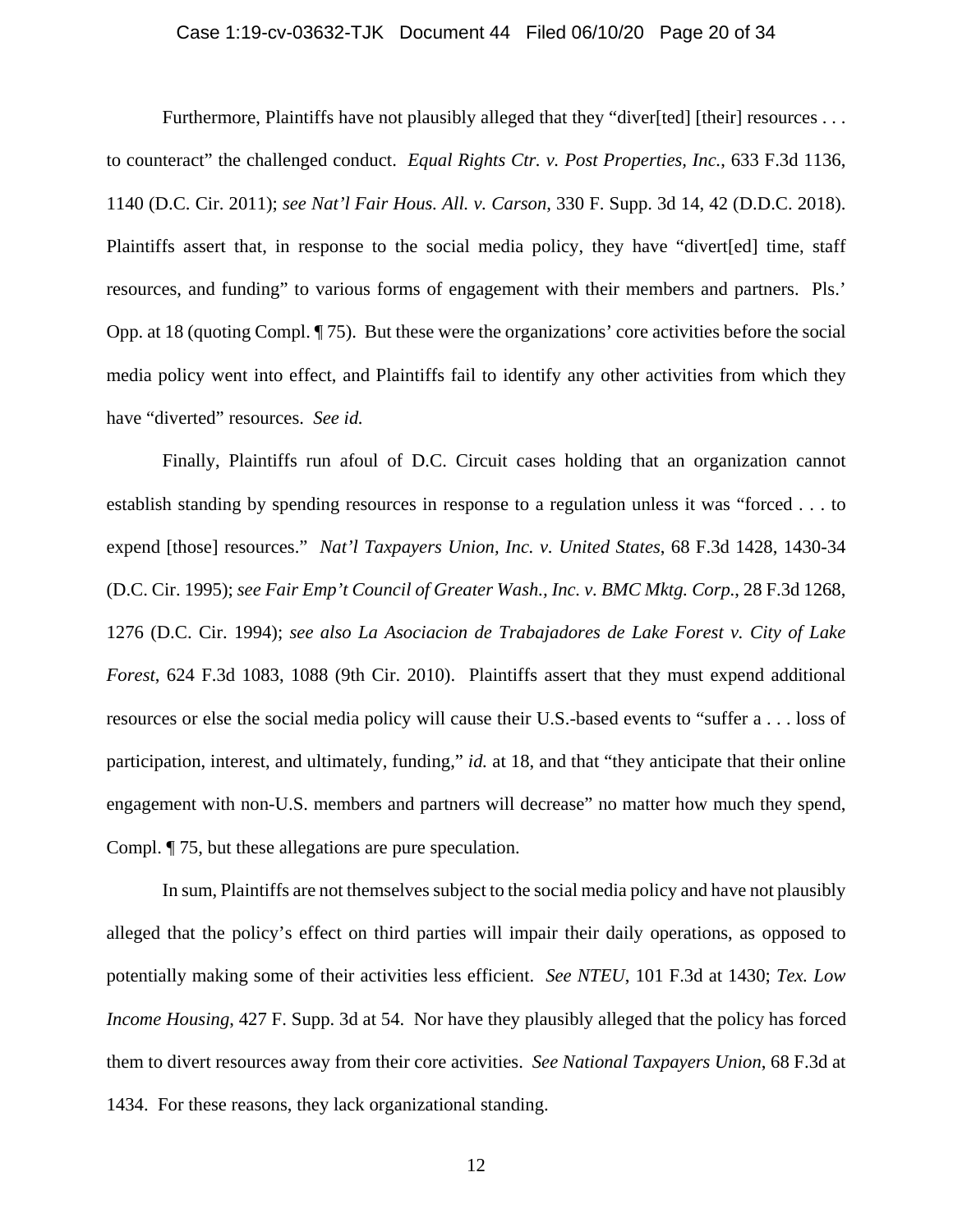Furthermore, Plaintiffs have not plausibly alleged that they "diver[ted] [their] resources . . . to counteract" the challenged conduct. *Equal Rights Ctr. v. Post Properties, Inc.*, 633 F.3d 1136, 1140 (D.C. Cir. 2011); *see Nat'l Fair Hous. All. v. Carson*, 330 F. Supp. 3d 14, 42 (D.D.C. 2018). Plaintiffs assert that, in response to the social media policy, they have "divert[ed] time, staff resources, and funding" to various forms of engagement with their members and partners. Pls.' Opp. at 18 (quoting Compl. ¶ 75). But these were the organizations' core activities before the social media policy went into effect, and Plaintiffs fail to identify any other activities from which they have "diverted" resources. *See id.*

Finally, Plaintiffs run afoul of D.C. Circuit cases holding that an organization cannot establish standing by spending resources in response to a regulation unless it was "forced . . . to expend [those] resources." *Nat'l Taxpayers Union, Inc. v. United States*, 68 F.3d 1428, 1430-34 (D.C. Cir. 1995); *see Fair Emp't Council of Greater Wash., Inc. v. BMC Mktg. Corp.*, 28 F.3d 1268, 1276 (D.C. Cir. 1994); *see also La Asociacion de Trabajadores de Lake Forest v. City of Lake Forest*, 624 F.3d 1083, 1088 (9th Cir. 2010). Plaintiffs assert that they must expend additional resources or else the social media policy will cause their U.S.-based events to "suffer a . . . loss of participation, interest, and ultimately, funding," *id.* at 18, and that "they anticipate that their online engagement with non-U.S. members and partners will decrease" no matter how much they spend, Compl. ¶ 75, but these allegations are pure speculation.

In sum, Plaintiffs are not themselves subject to the social media policy and have not plausibly alleged that the policy's effect on third parties will impair their daily operations, as opposed to potentially making some of their activities less efficient. *See NTEU*, 101 F.3d at 1430; *Tex. Low Income Housing*, 427 F. Supp. 3d at 54. Nor have they plausibly alleged that the policy has forced them to divert resources away from their core activities. *See National Taxpayers Union*, 68 F.3d at 1434. For these reasons, they lack organizational standing.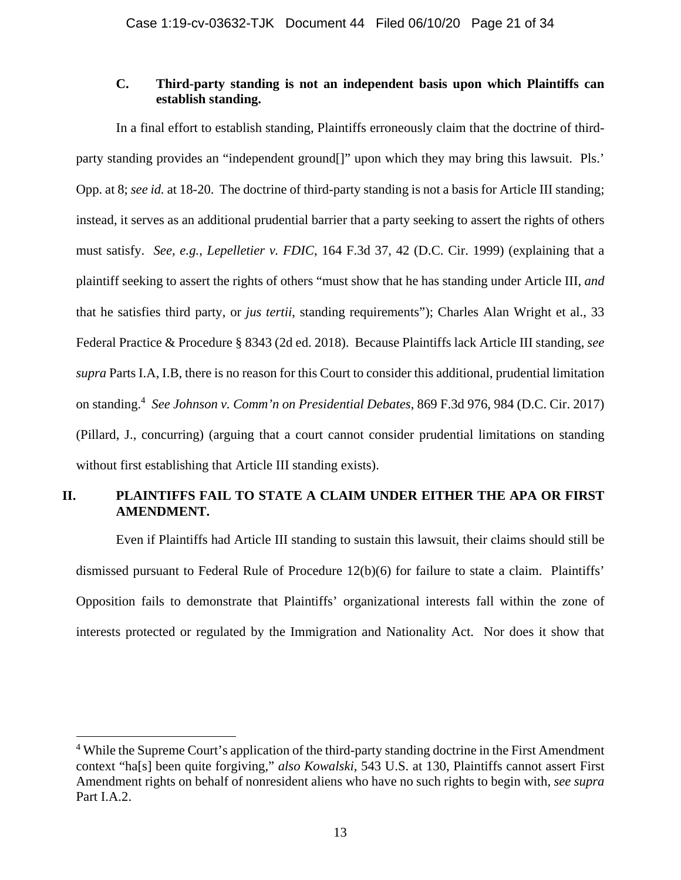### C. Third-party standing is not an independent basis upon which Plaintiffs can establish standing.

In a final effort to establish standing, Plaintiffs erroneously claim that the doctrine of third-party standing provides an "independent ground[]" upon which they may bring this lawsuit. Pls.' Opp. at 8; *see id.* at 18-20. The doctrine of third-party standing is not a basis for Article III standing; instead, it serves as an additional prudential barrier that a party seeking to assert the rights of others must satisfy. *See, e.g.*, *Lepelletier v. FDIC*, 164 F.3d 37, 42 (D.C. Cir. 1999) (explaining that a plaintiff seeking to assert the rights of others "must show that he has standing under Article III, *and* that he satisfies third party, or *jus tertii*, standing requirements"); Charles Alan Wright et al., 33 Federal Practice & Procedure § 8343 (2d ed. 2018). Because Plaintiffs lack Article III standing, *see supra* Parts I.A, I.B, there is no reason for this Court to consider this additional, prudential limitation on standing.[4] *See Johnson v. Comm'n on Presidential Debates*, 869 F.3d 976, 984 (D.C. Cir. 2017) (Pillard, J., concurring) (arguing that a court cannot consider prudential limitations on standing without first establishing that Article III standing exists).

## II. PLAINTIFFS FAIL TO STATE A CLAIM UNDER EITHER THE APA OR FIRST AMENDMENT.

Even if Plaintiffs had Article III standing to sustain this lawsuit, their claims should still be dismissed pursuant to Federal Rule of Procedure 12(b)(6) for failure to state a claim. Plaintiffs' Opposition fails to demonstrate that Plaintiffs' organizational interests fall within the zone of interests protected or regulated by the Immigration and Nationality Act. Nor does it show that

---

[4] While the Supreme Court's application of the third-party standing doctrine in the First Amendment context "ha[s] been quite forgiving," *also Kowalski*, 543 U.S. at 130, Plaintiffs cannot assert First Amendment rights on behalf of nonresident aliens who have no such rights to begin with, *see supra* Part I.A.2.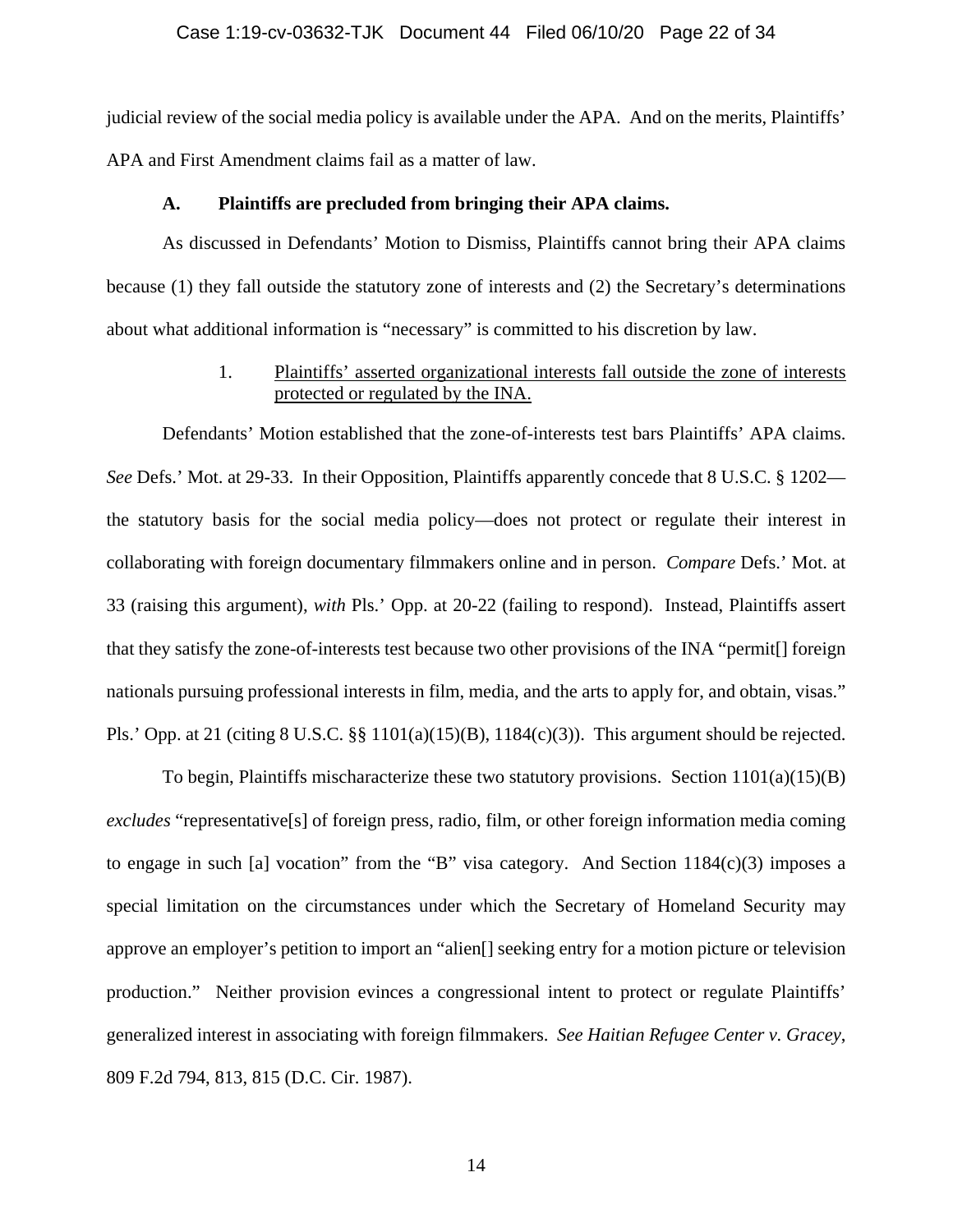judicial review of the social media policy is available under the APA. And on the merits, Plaintiffs' APA and First Amendment claims fail as a matter of law.

### A. Plaintiffs are precluded from bringing their APA claims.

As discussed in Defendants' Motion to Dismiss, Plaintiffs cannot bring their APA claims because (1) they fall outside the statutory zone of interests and (2) the Secretary's determinations about what additional information is "necessary" is committed to his discretion by law.

#### 1. Plaintiffs' asserted organizational interests fall outside the zone of interests protected or regulated by the INA.

Defendants' Motion established that the zone-of-interests test bars Plaintiffs' APA claims. *See* Defs.' Mot. at 29-33. In their Opposition, Plaintiffs apparently concede that 8 U.S.C. § 1202—the statutory basis for the social media policy—does not protect or regulate their interest in collaborating with foreign documentary filmmakers online and in person. *Compare* Defs.' Mot. at 33 (raising this argument), *with* Pls.' Opp. at 20-22 (failing to respond). Instead, Plaintiffs assert that they satisfy the zone-of-interests test because two other provisions of the INA "permit[] foreign nationals pursuing professional interests in film, media, and the arts to apply for, and obtain, visas." Pls.' Opp. at 21 (citing 8 U.S.C. §§ 1101(a)(15)(B), 1184(c)(3)). This argument should be rejected.

To begin, Plaintiffs mischaracterize these two statutory provisions. Section 1101(a)(15)(B) *excludes* "representative[s] of foreign press, radio, film, or other foreign information media coming to engage in such [a] vocation" from the "B" visa category. And Section 1184(c)(3) imposes a special limitation on the circumstances under which the Secretary of Homeland Security may approve an employer's petition to import an "alien[] seeking entry for a motion picture or television production." Neither provision evinces a congressional intent to protect or regulate Plaintiffs' generalized interest in associating with foreign filmmakers. *See Haitian Refugee Center v. Gracey*, 809 F.2d 794, 813, 815 (D.C. Cir. 1987).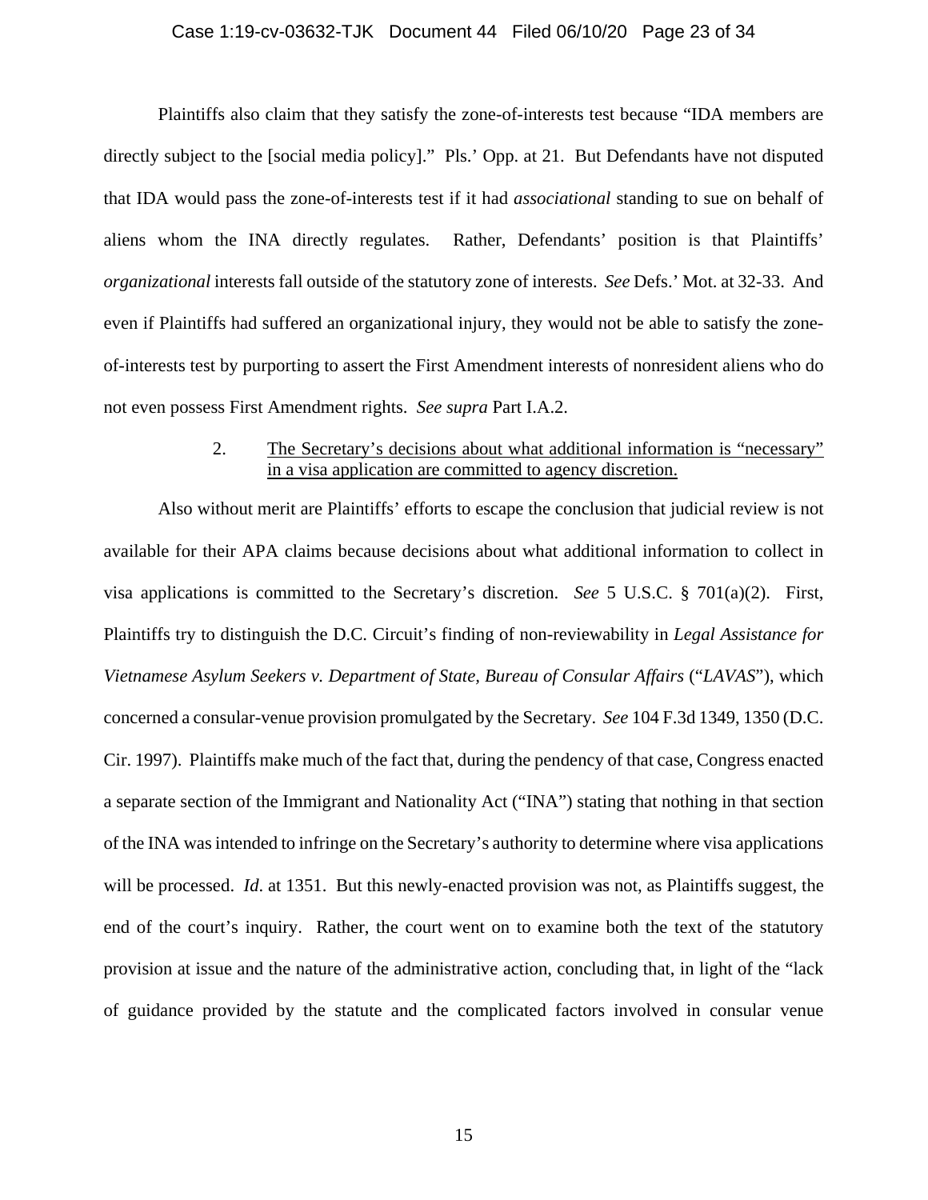Plaintiffs also claim that they satisfy the zone-of-interests test because "IDA members are directly subject to the [social media policy]." Pls.' Opp. at 21. But Defendants have not disputed that IDA would pass the zone-of-interests test if it had *associational* standing to sue on behalf of aliens whom the INA directly regulates. Rather, Defendants' position is that Plaintiffs' *organizational* interests fall outside of the statutory zone of interests. *See* Defs.' Mot. at 32-33. And even if Plaintiffs had suffered an organizational injury, they would not be able to satisfy the zone-of-interests test by purporting to assert the First Amendment interests of nonresident aliens who do not even possess First Amendment rights. *See supra* Part I.A.2.

2. <u>The Secretary's decisions about what additional information is "necessary" in a visa application are committed to agency discretion.</u>

Also without merit are Plaintiffs' efforts to escape the conclusion that judicial review is not available for their APA claims because decisions about what additional information to collect in visa applications is committed to the Secretary's discretion. *See* 5 U.S.C. § 701(a)(2). First, Plaintiffs try to distinguish the D.C. Circuit's finding of non-reviewability in *Legal Assistance for Vietnamese Asylum Seekers v. Department of State, Bureau of Consular Affairs* ("*LAVAS*"), which concerned a consular-venue provision promulgated by the Secretary. *See* 104 F.3d 1349, 1350 (D.C. Cir. 1997). Plaintiffs make much of the fact that, during the pendency of that case, Congress enacted a separate section of the Immigrant and Nationality Act ("INA") stating that nothing in that section of the INA was intended to infringe on the Secretary's authority to determine where visa applications will be processed. *Id.* at 1351. But this newly-enacted provision was not, as Plaintiffs suggest, the end of the court's inquiry. Rather, the court went on to examine both the text of the statutory provision at issue and the nature of the administrative action, concluding that, in light of the "lack of guidance provided by the statute and the complicated factors involved in consular venue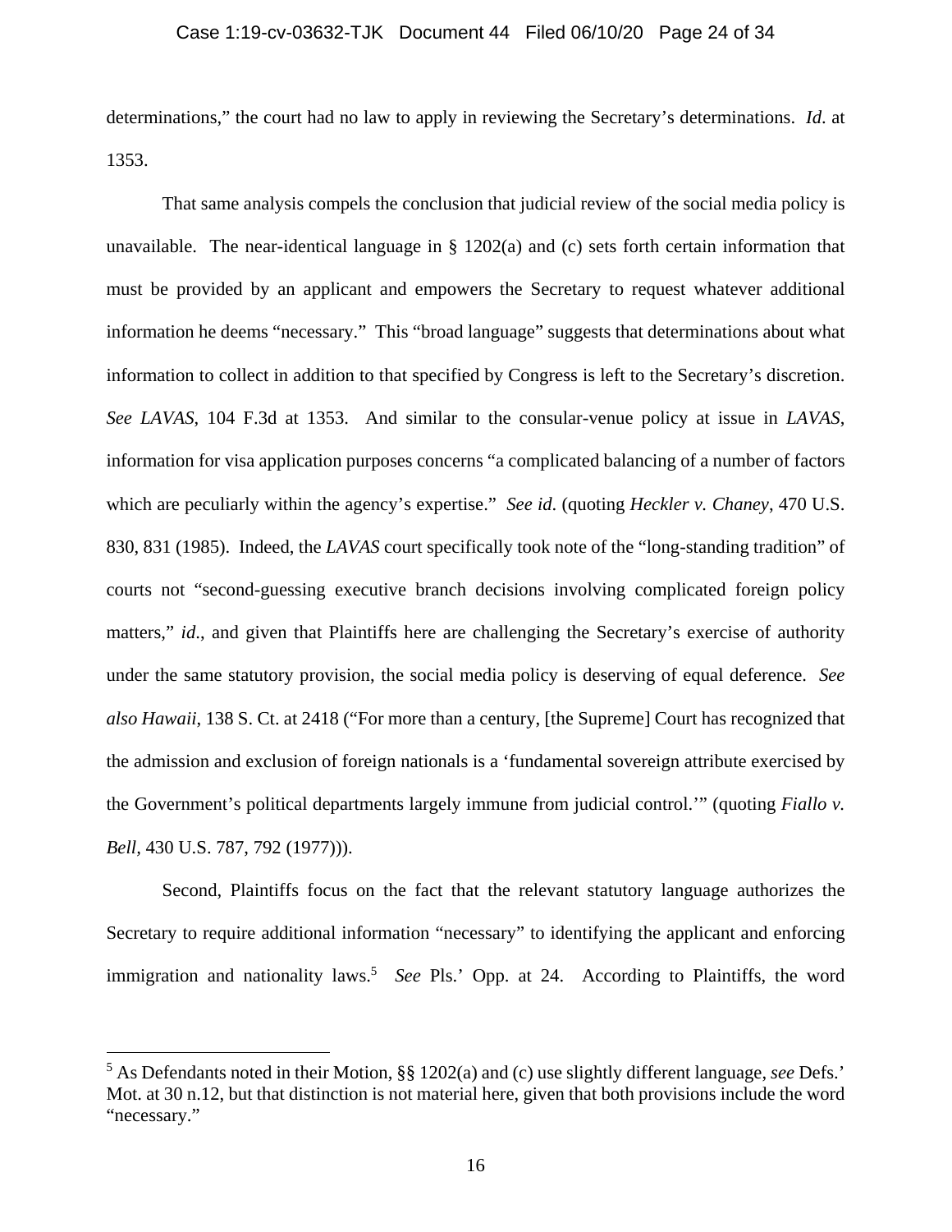determinations," the court had no law to apply in reviewing the Secretary's determinations. *Id*. at 1353.

That same analysis compels the conclusion that judicial review of the social media policy is unavailable. The near-identical language in § 1202(a) and (c) sets forth certain information that must be provided by an applicant and empowers the Secretary to request whatever additional information he deems "necessary." This "broad language" suggests that determinations about what information to collect in addition to that specified by Congress is left to the Secretary's discretion. *See LAVAS*, 104 F.3d at 1353. And similar to the consular-venue policy at issue in *LAVAS*, information for visa application purposes concerns "a complicated balancing of a number of factors which are peculiarly within the agency's expertise." *See id*. (quoting *Heckler v. Chaney*, 470 U.S. 830, 831 (1985). Indeed, the *LAVAS* court specifically took note of the "long-standing tradition" of courts not "second-guessing executive branch decisions involving complicated foreign policy matters," *id*., and given that Plaintiffs here are challenging the Secretary's exercise of authority under the same statutory provision, the social media policy is deserving of equal deference. *See also Hawaii*, 138 S. Ct. at 2418 ("For more than a century, [the Supreme] Court has recognized that the admission and exclusion of foreign nationals is a 'fundamental sovereign attribute exercised by the Government's political departments largely immune from judicial control.'" (quoting *Fiallo v. Bell*, 430 U.S. 787, 792 (1977))).

Second, Plaintiffs focus on the fact that the relevant statutory language authorizes the Secretary to require additional information "necessary" to identifying the applicant and enforcing immigration and nationality laws.[5] *See* Pls.' Opp. at 24. According to Plaintiffs, the word

---

[5] As Defendants noted in their Motion, §§ 1202(a) and (c) use slightly different language, *see* Defs.' Mot. at 30 n.12, but that distinction is not material here, given that both provisions include the word "necessary."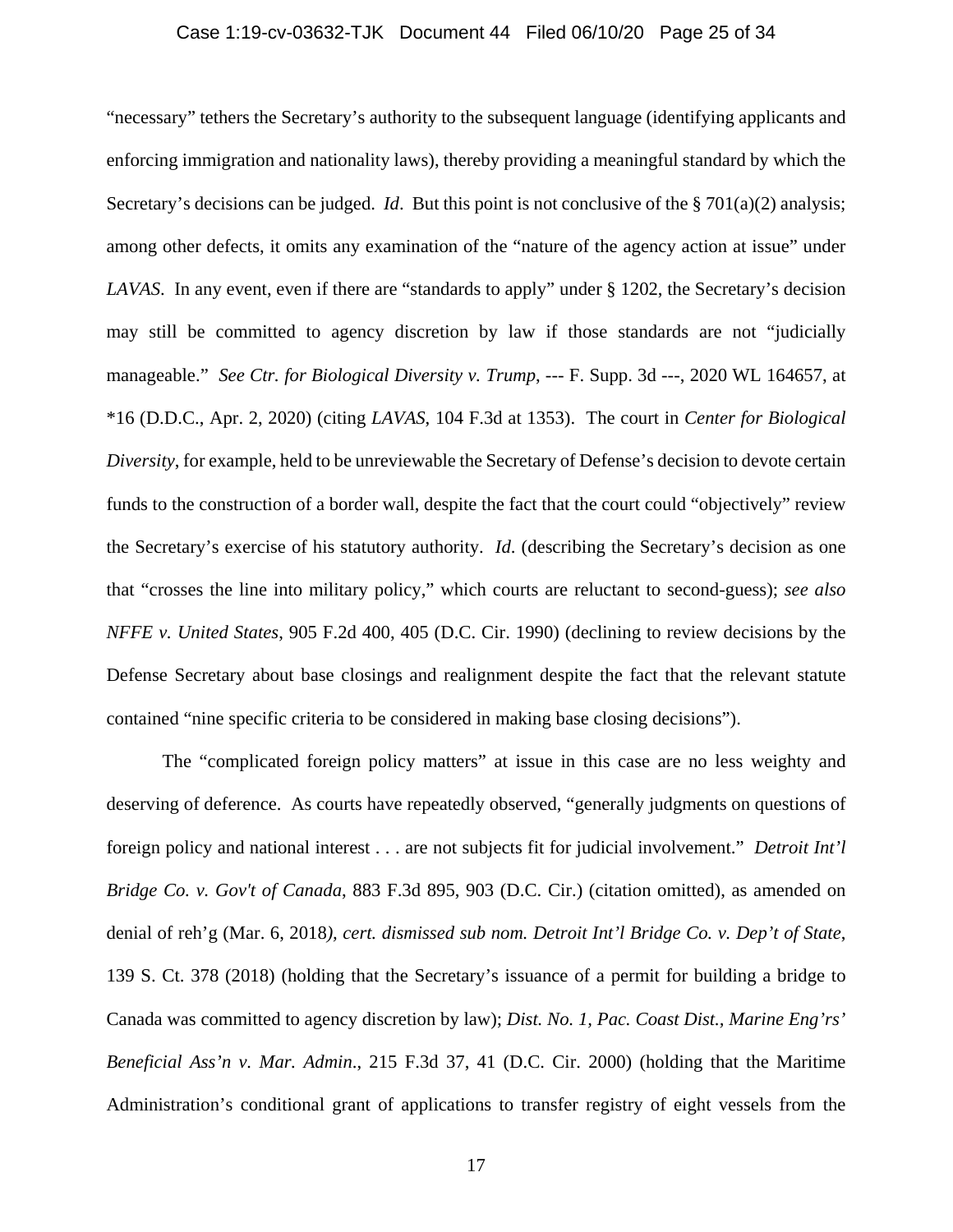"necessary" tethers the Secretary's authority to the subsequent language (identifying applicants and enforcing immigration and nationality laws), thereby providing a meaningful standard by which the Secretary's decisions can be judged. *Id*. But this point is not conclusive of the § 701(a)(2) analysis; among other defects, it omits any examination of the "nature of the agency action at issue" under *LAVAS*. In any event, even if there are "standards to apply" under § 1202, the Secretary's decision may still be committed to agency discretion by law if those standards are not "judicially manageable." *See Ctr. for Biological Diversity v. Trump*, --- F. Supp. 3d ---, 2020 WL 164657, at *16 (D.D.C., Apr. 2, 2020) (citing *LAVAS*, 104 F.3d at 1353). The court in *Center for Biological Diversity*, for example, held to be unreviewable the Secretary of Defense's decision to devote certain funds to the construction of a border wall, despite the fact that the court could "objectively" review the Secretary's exercise of his statutory authority. *Id*. (describing the Secretary's decision as one that "crosses the line into military policy," which courts are reluctant to second-guess); *see also NFFE v. United States*, 905 F.2d 400, 405 (D.C. Cir. 1990) (declining to review decisions by the Defense Secretary about base closings and realignment despite the fact that the relevant statute contained "nine specific criteria to be considered in making base closing decisions").

The "complicated foreign policy matters" at issue in this case are no less weighty and deserving of deference. As courts have repeatedly observed, "generally judgments on questions of foreign policy and national interest . . . are not subjects fit for judicial involvement." *Detroit Int'l Bridge Co. v. Gov't of Canada*, 883 F.3d 895, 903 (D.C. Cir.) (citation omitted), as amended on denial of reh'g (Mar. 6, 2018*), cert. dismissed sub nom. Detroit Int'l Bridge Co. v. Dep't of State*, 139 S. Ct. 378 (2018) (holding that the Secretary's issuance of a permit for building a bridge to Canada was committed to agency discretion by law); *Dist. No. 1, Pac. Coast Dist., Marine Eng'rs' Beneficial Ass'n v. Mar. Admin*., 215 F.3d 37, 41 (D.C. Cir. 2000) (holding that the Maritime Administration's conditional grant of applications to transfer registry of eight vessels from the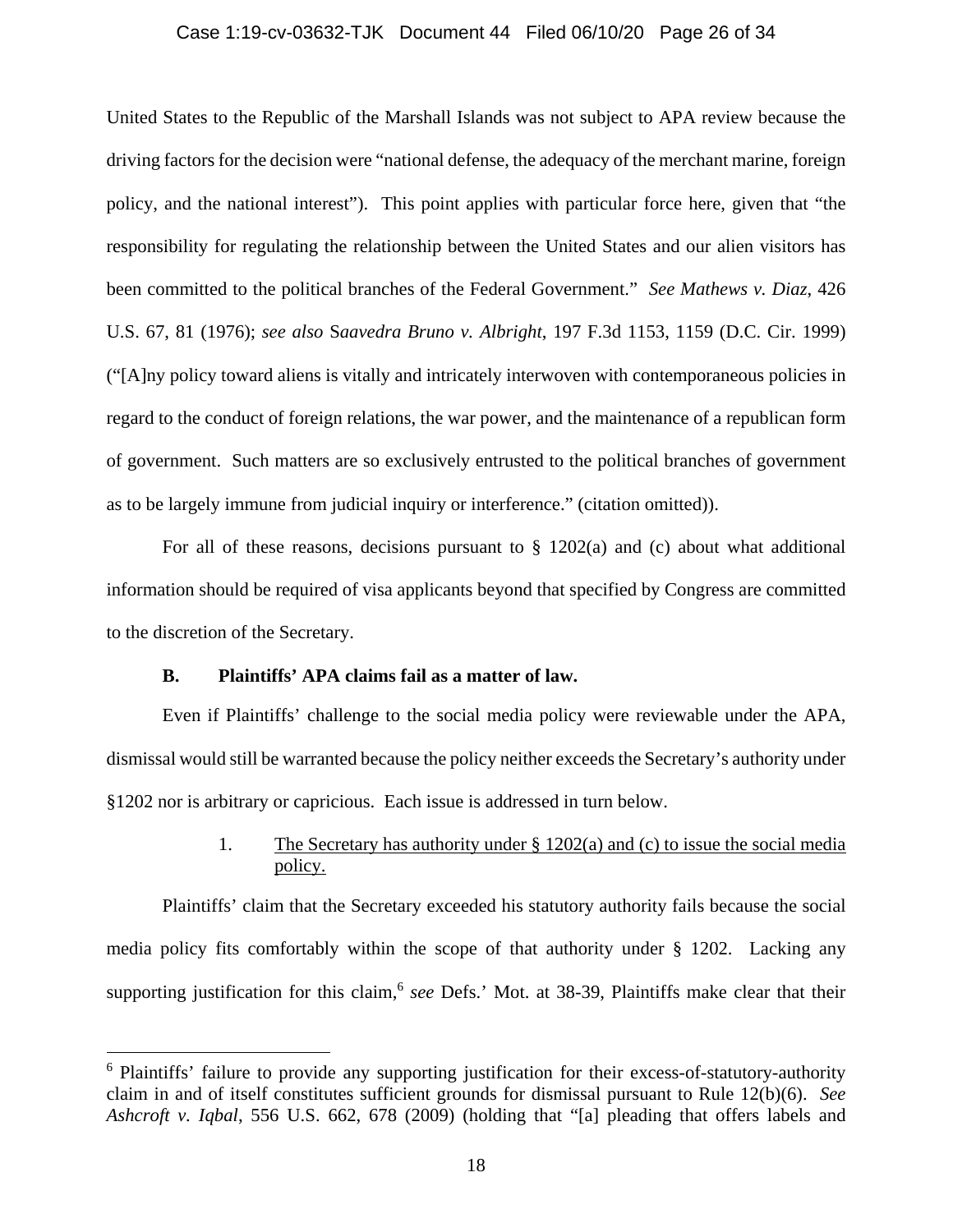United States to the Republic of the Marshall Islands was not subject to APA review because the driving factors for the decision were "national defense, the adequacy of the merchant marine, foreign policy, and the national interest"). This point applies with particular force here, given that "the responsibility for regulating the relationship between the United States and our alien visitors has been committed to the political branches of the Federal Government." *See Mathews v. Diaz*, 426 U.S. 67, 81 (1976); *see also Saavedra Bruno v. Albright*, 197 F.3d 1153, 1159 (D.C. Cir. 1999) ("[A]ny policy toward aliens is vitally and intricately interwoven with contemporaneous policies in regard to the conduct of foreign relations, the war power, and the maintenance of a republican form of government. Such matters are so exclusively entrusted to the political branches of government as to be largely immune from judicial inquiry or interference." (citation omitted)).

For all of these reasons, decisions pursuant to § 1202(a) and (c) about what additional information should be required of visa applicants beyond that specified by Congress are committed to the discretion of the Secretary.

### B. Plaintiffs' APA claims fail as a matter of law.

Even if Plaintiffs' challenge to the social media policy were reviewable under the APA, dismissal would still be warranted because the policy neither exceeds the Secretary's authority under §1202 nor is arbitrary or capricious. Each issue is addressed in turn below.

#### 1. The Secretary has authority under § 1202(a) and (c) to issue the social media policy.

Plaintiffs' claim that the Secretary exceeded his statutory authority fails because the social media policy fits comfortably within the scope of that authority under § 1202. Lacking any supporting justification for this claim,[6] *see* Defs.' Mot. at 38-39, Plaintiffs make clear that their

[6] Plaintiffs' failure to provide any supporting justification for their excess-of-statutory-authority claim in and of itself constitutes sufficient grounds for dismissal pursuant to Rule 12(b)(6). *See Ashcroft v. Iqbal*, 556 U.S. 662, 678 (2009) (holding that "[a] pleading that offers labels and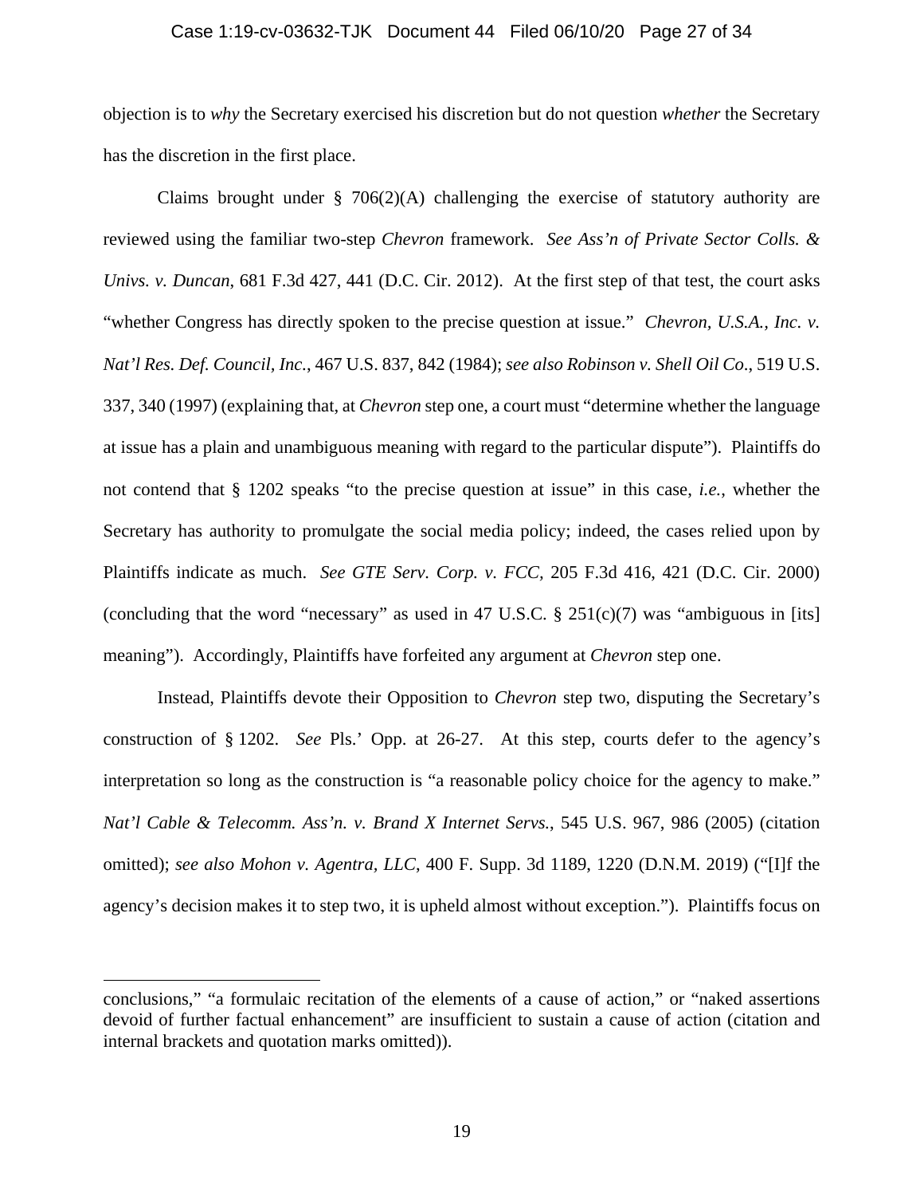objection is to *why* the Secretary exercised his discretion but do not question *whether* the Secretary has the discretion in the first place.

Claims brought under § 706(2)(A) challenging the exercise of statutory authority are reviewed using the familiar two-step *Chevron* framework. *See Ass'n of Private Sector Colls. & Univs. v. Duncan*, 681 F.3d 427, 441 (D.C. Cir. 2012). At the first step of that test, the court asks "whether Congress has directly spoken to the precise question at issue." *Chevron, U.S.A., Inc. v. Nat'l Res. Def. Council, Inc.*, 467 U.S. 837, 842 (1984); *see also Robinson v. Shell Oil Co*., 519 U.S. 337, 340 (1997) (explaining that, at *Chevron* step one, a court must "determine whether the language at issue has a plain and unambiguous meaning with regard to the particular dispute"). Plaintiffs do not contend that § 1202 speaks "to the precise question at issue" in this case, *i.e.*, whether the Secretary has authority to promulgate the social media policy; indeed, the cases relied upon by Plaintiffs indicate as much. *See GTE Serv. Corp. v. FCC*, 205 F.3d 416, 421 (D.C. Cir. 2000) (concluding that the word "necessary" as used in 47 U.S.C. § 251(c)(7) was "ambiguous in [its] meaning"). Accordingly, Plaintiffs have forfeited any argument at *Chevron* step one.

Instead, Plaintiffs devote their Opposition to *Chevron* step two, disputing the Secretary's construction of § 1202. *See* Pls.' Opp. at 26-27. At this step, courts defer to the agency's interpretation so long as the construction is "a reasonable policy choice for the agency to make." *Nat'l Cable & Telecomm. Ass'n. v. Brand X Internet Servs.*, 545 U.S. 967, 986 (2005) (citation omitted); *see also Mohon v. Agentra, LLC*, 400 F. Supp. 3d 1189, 1220 (D.N.M. 2019) ("[I]f the agency's decision makes it to step two, it is upheld almost without exception."). Plaintiffs focus on

---

conclusions," "a formulaic recitation of the elements of a cause of action," or "naked assertions devoid of further factual enhancement" are insufficient to sustain a cause of action (citation and internal brackets and quotation marks omitted)).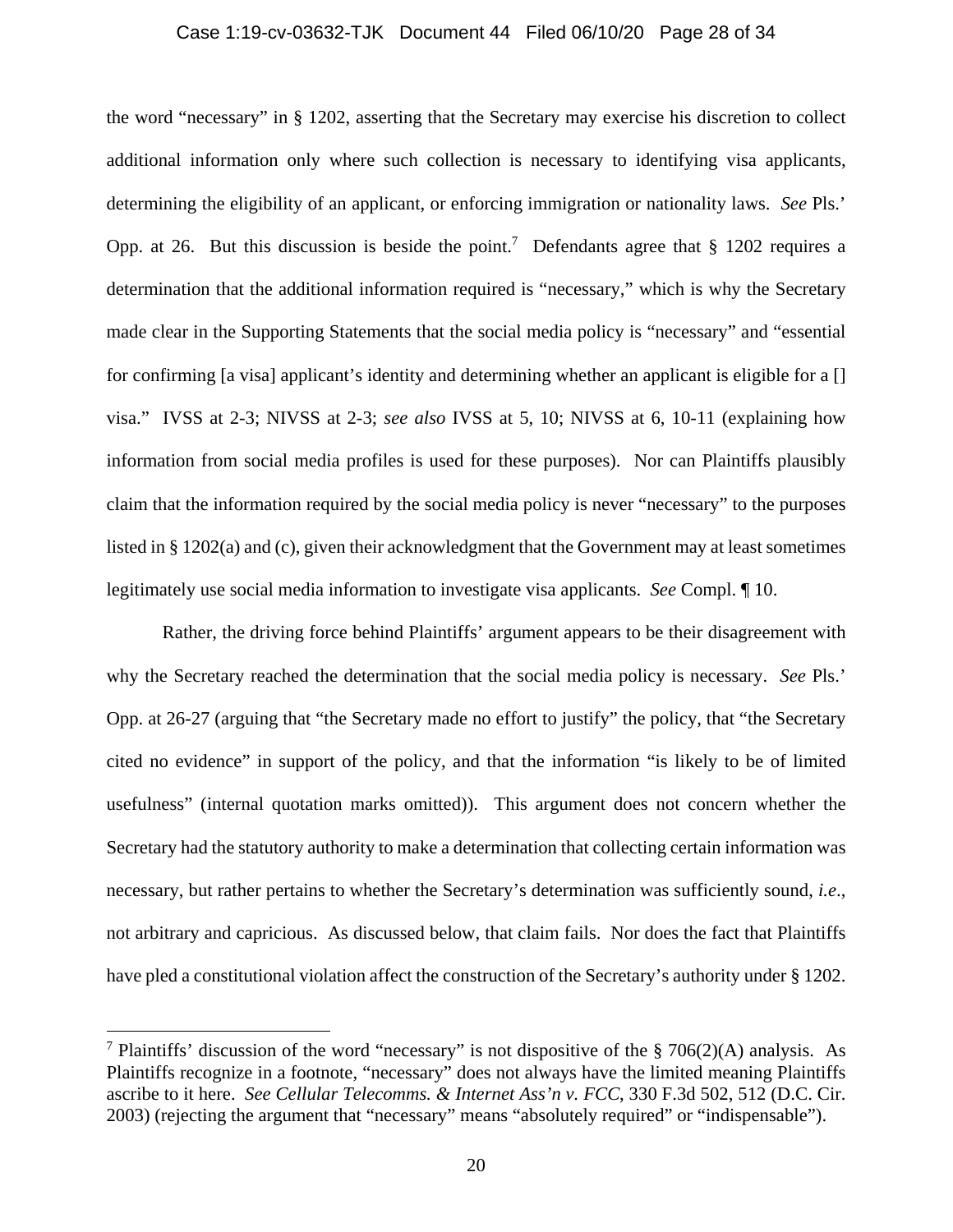the word "necessary" in § 1202, asserting that the Secretary may exercise his discretion to collect additional information only where such collection is necessary to identifying visa applicants, determining the eligibility of an applicant, or enforcing immigration or nationality laws. *See* Pls.' Opp. at 26. But this discussion is beside the point.[7] Defendants agree that § 1202 requires a determination that the additional information required is "necessary," which is why the Secretary made clear in the Supporting Statements that the social media policy is "necessary" and "essential for confirming [a visa] applicant's identity and determining whether an applicant is eligible for a [] visa." IVSS at 2-3; NIVSS at 2-3; *see also* IVSS at 5, 10; NIVSS at 6, 10-11 (explaining how information from social media profiles is used for these purposes). Nor can Plaintiffs plausibly claim that the information required by the social media policy is never "necessary" to the purposes listed in § 1202(a) and (c), given their acknowledgment that the Government may at least sometimes legitimately use social media information to investigate visa applicants. *See* Compl. ¶ 10.

Rather, the driving force behind Plaintiffs' argument appears to be their disagreement with why the Secretary reached the determination that the social media policy is necessary. *See* Pls.' Opp. at 26-27 (arguing that "the Secretary made no effort to justify" the policy, that "the Secretary cited no evidence" in support of the policy, and that the information "is likely to be of limited usefulness" (internal quotation marks omitted)). This argument does not concern whether the Secretary had the statutory authority to make a determination that collecting certain information was necessary, but rather pertains to whether the Secretary's determination was sufficiently sound, *i.e*., not arbitrary and capricious. As discussed below, that claim fails. Nor does the fact that Plaintiffs have pled a constitutional violation affect the construction of the Secretary's authority under § 1202.

---

[7] Plaintiffs' discussion of the word "necessary" is not dispositive of the § 706(2)(A) analysis. As Plaintiffs recognize in a footnote, "necessary" does not always have the limited meaning Plaintiffs ascribe to it here. *See Cellular Telecomms. & Internet Ass'n v. FCC*, 330 F.3d 502, 512 (D.C. Cir. 2003) (rejecting the argument that "necessary" means "absolutely required" or "indispensable").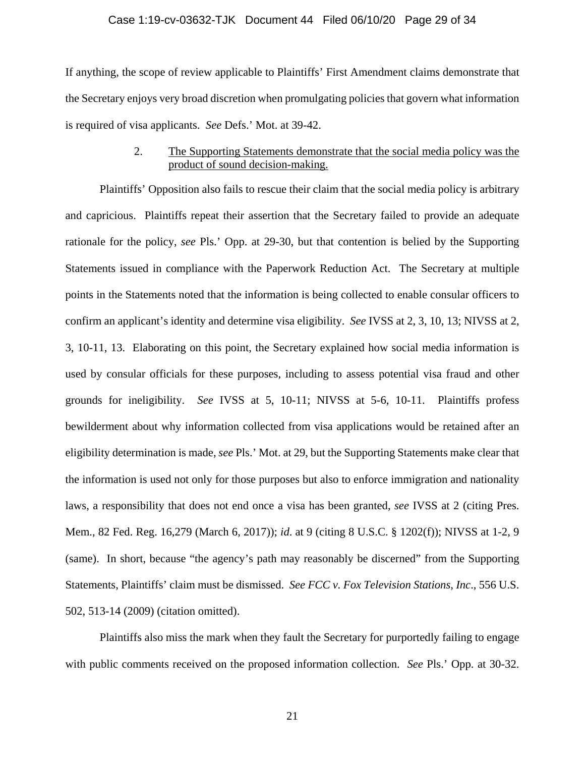If anything, the scope of review applicable to Plaintiffs' First Amendment claims demonstrate that the Secretary enjoys very broad discretion when promulgating policies that govern what information is required of visa applicants. *See* Defs.' Mot. at 39-42.

### 2. <u>The Supporting Statements demonstrate that the social media policy was the product of sound decision-making.</u>

Plaintiffs' Opposition also fails to rescue their claim that the social media policy is arbitrary and capricious. Plaintiffs repeat their assertion that the Secretary failed to provide an adequate rationale for the policy, *see* Pls.' Opp. at 29-30, but that contention is belied by the Supporting Statements issued in compliance with the Paperwork Reduction Act. The Secretary at multiple points in the Statements noted that the information is being collected to enable consular officers to confirm an applicant's identity and determine visa eligibility. *See* IVSS at 2, 3, 10, 13; NIVSS at 2, 3, 10-11, 13. Elaborating on this point, the Secretary explained how social media information is used by consular officials for these purposes, including to assess potential visa fraud and other grounds for ineligibility. *See* IVSS at 5, 10-11; NIVSS at 5-6, 10-11. Plaintiffs profess bewilderment about why information collected from visa applications would be retained after an eligibility determination is made, *see* Pls.' Mot. at 29, but the Supporting Statements make clear that the information is used not only for those purposes but also to enforce immigration and nationality laws, a responsibility that does not end once a visa has been granted, *see* IVSS at 2 (citing Pres. Mem., 82 Fed. Reg. 16,279 (March 6, 2017)); *id.* at 9 (citing 8 U.S.C. § 1202(f)); NIVSS at 1-2, 9 (same). In short, because "the agency's path may reasonably be discerned" from the Supporting Statements, Plaintiffs' claim must be dismissed. *See FCC v. Fox Television Stations, Inc*., 556 U.S. 502, 513-14 (2009) (citation omitted).

Plaintiffs also miss the mark when they fault the Secretary for purportedly failing to engage with public comments received on the proposed information collection. *See* Pls.' Opp. at 30-32.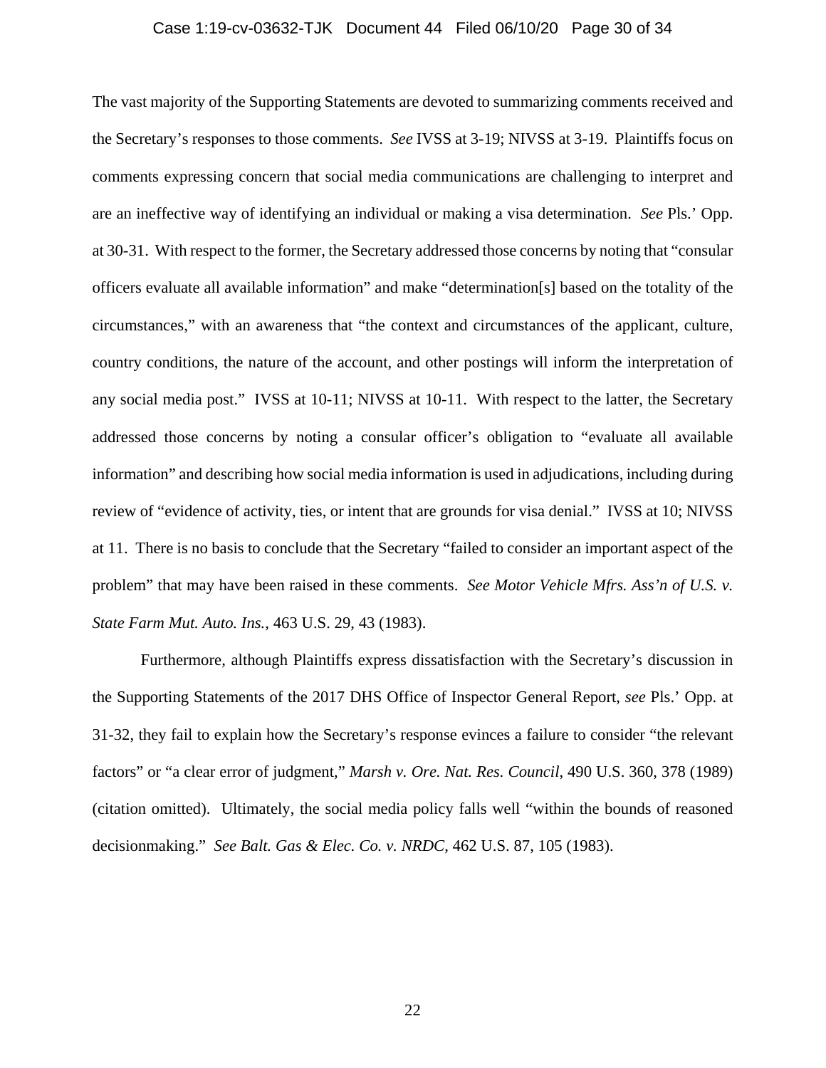The vast majority of the Supporting Statements are devoted to summarizing comments received and the Secretary's responses to those comments. *See* IVSS at 3-19; NIVSS at 3-19. Plaintiffs focus on comments expressing concern that social media communications are challenging to interpret and are an ineffective way of identifying an individual or making a visa determination. *See* Pls.' Opp. at 30-31. With respect to the former, the Secretary addressed those concerns by noting that "consular officers evaluate all available information" and make "determination[s] based on the totality of the circumstances," with an awareness that "the context and circumstances of the applicant, culture, country conditions, the nature of the account, and other postings will inform the interpretation of any social media post." IVSS at 10-11; NIVSS at 10-11. With respect to the latter, the Secretary addressed those concerns by noting a consular officer's obligation to "evaluate all available information" and describing how social media information is used in adjudications, including during review of "evidence of activity, ties, or intent that are grounds for visa denial." IVSS at 10; NIVSS at 11. There is no basis to conclude that the Secretary "failed to consider an important aspect of the problem" that may have been raised in these comments. *See Motor Vehicle Mfrs. Ass'n of U.S. v. State Farm Mut. Auto. Ins.*, 463 U.S. 29, 43 (1983).

Furthermore, although Plaintiffs express dissatisfaction with the Secretary's discussion in the Supporting Statements of the 2017 DHS Office of Inspector General Report, *see* Pls.' Opp. at 31-32, they fail to explain how the Secretary's response evinces a failure to consider "the relevant factors" or "a clear error of judgment," *Marsh v. Ore. Nat. Res. Council*, 490 U.S. 360, 378 (1989) (citation omitted). Ultimately, the social media policy falls well "within the bounds of reasoned decisionmaking." *See Balt. Gas & Elec. Co. v. NRDC*, 462 U.S. 87, 105 (1983).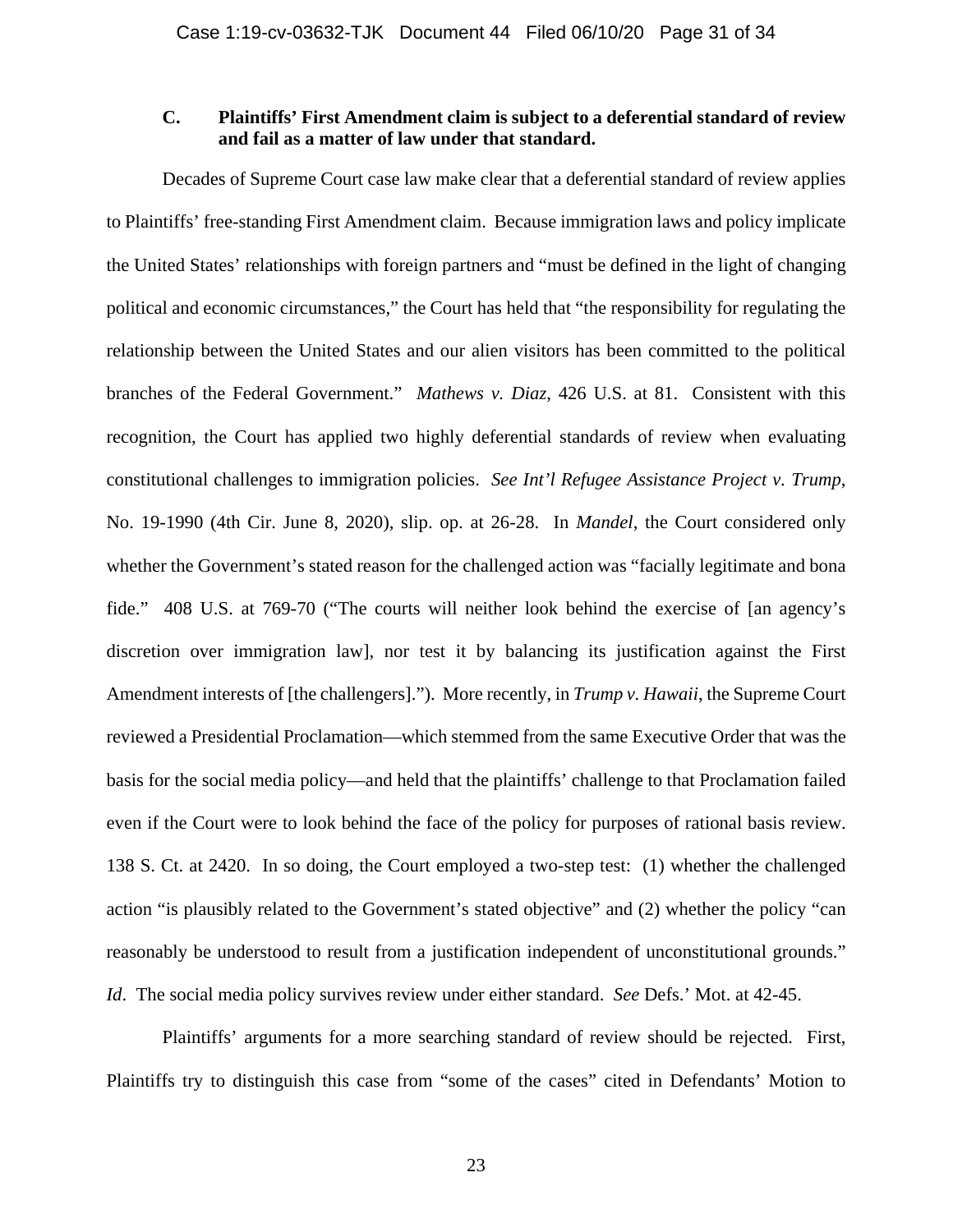### C. Plaintiffs' First Amendment claim is subject to a deferential standard of review and fail as a matter of law under that standard.

Decades of Supreme Court case law make clear that a deferential standard of review applies to Plaintiffs' free-standing First Amendment claim. Because immigration laws and policy implicate the United States' relationships with foreign partners and "must be defined in the light of changing political and economic circumstances," the Court has held that "the responsibility for regulating the relationship between the United States and our alien visitors has been committed to the political branches of the Federal Government." *Mathews v. Diaz*, 426 U.S. at 81. Consistent with this recognition, the Court has applied two highly deferential standards of review when evaluating constitutional challenges to immigration policies. *See Int'l Refugee Assistance Project v. Trump*, No. 19-1990 (4th Cir. June 8, 2020), slip. op. at 26-28. In *Mandel*, the Court considered only whether the Government's stated reason for the challenged action was "facially legitimate and bona fide." 408 U.S. at 769-70 ("The courts will neither look behind the exercise of [an agency's discretion over immigration law], nor test it by balancing its justification against the First Amendment interests of [the challengers]."). More recently, in *Trump v. Hawaii*, the Supreme Court reviewed a Presidential Proclamation—which stemmed from the same Executive Order that was the basis for the social media policy—and held that the plaintiffs' challenge to that Proclamation failed even if the Court were to look behind the face of the policy for purposes of rational basis review. 138 S. Ct. at 2420. In so doing, the Court employed a two-step test: (1) whether the challenged action "is plausibly related to the Government's stated objective" and (2) whether the policy "can reasonably be understood to result from a justification independent of unconstitutional grounds." *Id*. The social media policy survives review under either standard. *See* Defs.' Mot. at 42-45.

Plaintiffs' arguments for a more searching standard of review should be rejected. First, Plaintiffs try to distinguish this case from "some of the cases" cited in Defendants' Motion to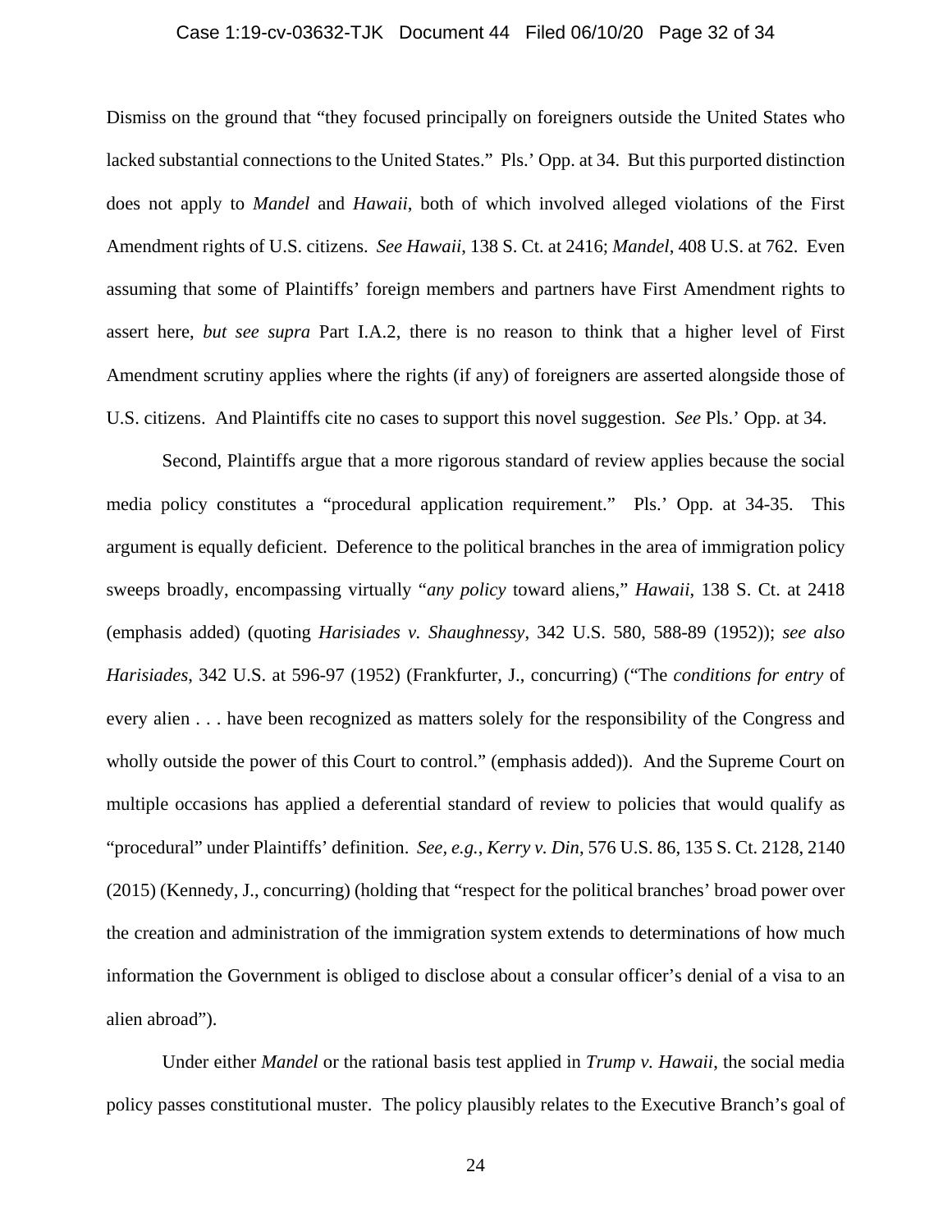Dismiss on the ground that "they focused principally on foreigners outside the United States who lacked substantial connections to the United States." Pls.' Opp. at 34. But this purported distinction does not apply to *Mandel* and *Hawaii*, both of which involved alleged violations of the First Amendment rights of U.S. citizens. *See Hawaii*, 138 S. Ct. at 2416; *Mandel*, 408 U.S. at 762. Even assuming that some of Plaintiffs' foreign members and partners have First Amendment rights to assert here, *but see supra* Part I.A.2, there is no reason to think that a higher level of First Amendment scrutiny applies where the rights (if any) of foreigners are asserted alongside those of U.S. citizens. And Plaintiffs cite no cases to support this novel suggestion. *See* Pls.' Opp. at 34.

Second, Plaintiffs argue that a more rigorous standard of review applies because the social media policy constitutes a "procedural application requirement." Pls.' Opp. at 34-35. This argument is equally deficient. Deference to the political branches in the area of immigration policy sweeps broadly, encompassing virtually "*any policy* toward aliens," *Hawaii*, 138 S. Ct. at 2418 (emphasis added) (quoting *Harisiades v. Shaughnessy*, 342 U.S. 580, 588-89 (1952)); *see also Harisiades*, 342 U.S. at 596-97 (1952) (Frankfurter, J., concurring) ("The *conditions for entry* of every alien . . . have been recognized as matters solely for the responsibility of the Congress and wholly outside the power of this Court to control." (emphasis added)). And the Supreme Court on multiple occasions has applied a deferential standard of review to policies that would qualify as "procedural" under Plaintiffs' definition. *See, e.g.*, *Kerry v. Din*, 576 U.S. 86, 135 S. Ct. 2128, 2140 (2015) (Kennedy, J., concurring) (holding that "respect for the political branches' broad power over the creation and administration of the immigration system extends to determinations of how much information the Government is obliged to disclose about a consular officer's denial of a visa to an alien abroad").

Under either *Mandel* or the rational basis test applied in *Trump v. Hawaii*, the social media policy passes constitutional muster. The policy plausibly relates to the Executive Branch's goal of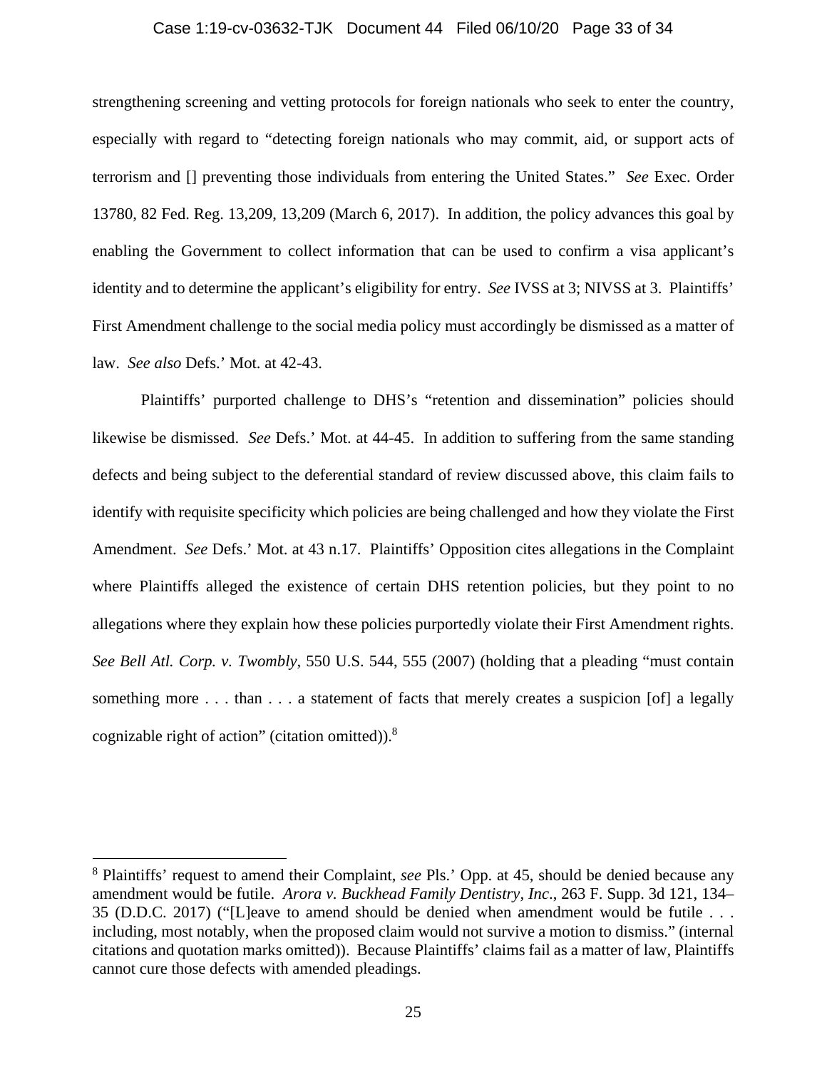strengthening screening and vetting protocols for foreign nationals who seek to enter the country, especially with regard to "detecting foreign nationals who may commit, aid, or support acts of terrorism and [] preventing those individuals from entering the United States." *See* Exec. Order 13780, 82 Fed. Reg. 13,209, 13,209 (March 6, 2017). In addition, the policy advances this goal by enabling the Government to collect information that can be used to confirm a visa applicant's identity and to determine the applicant's eligibility for entry. *See* IVSS at 3; NIVSS at 3. Plaintiffs' First Amendment challenge to the social media policy must accordingly be dismissed as a matter of law. *See also* Defs.' Mot. at 42-43.

Plaintiffs' purported challenge to DHS's "retention and dissemination" policies should likewise be dismissed. *See* Defs.' Mot. at 44-45. In addition to suffering from the same standing defects and being subject to the deferential standard of review discussed above, this claim fails to identify with requisite specificity which policies are being challenged and how they violate the First Amendment. *See* Defs.' Mot. at 43 n.17. Plaintiffs' Opposition cites allegations in the Complaint where Plaintiffs alleged the existence of certain DHS retention policies, but they point to no allegations where they explain how these policies purportedly violate their First Amendment rights. *See Bell Atl. Corp. v. Twombly*, 550 U.S. 544, 555 (2007) (holding that a pleading "must contain something more . . . than . . . a statement of facts that merely creates a suspicion [of] a legally cognizable right of action" (citation omitted)).[8]

[8] Plaintiffs' request to amend their Complaint, *see* Pls.' Opp. at 45, should be denied because any amendment would be futile. *Arora v. Buckhead Family Dentistry, Inc*., 263 F. Supp. 3d 121, 134–35 (D.D.C. 2017) ("[L]eave to amend should be denied when amendment would be futile . . . including, most notably, when the proposed claim would not survive a motion to dismiss." (internal citations and quotation marks omitted)). Because Plaintiffs' claims fail as a matter of law, Plaintiffs cannot cure those defects with amended pleadings.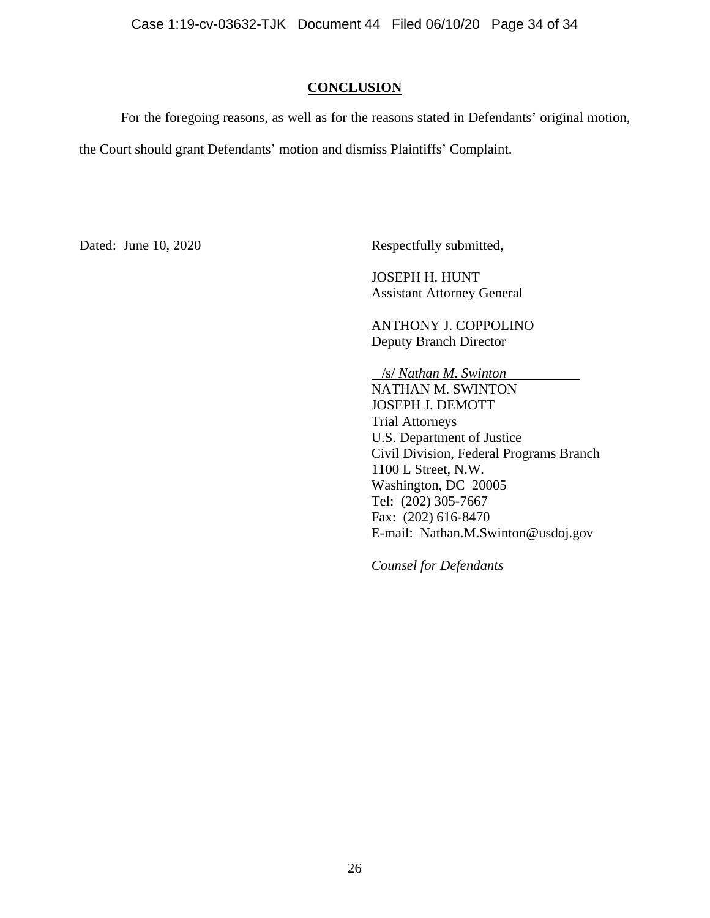## **CONCLUSION**

For the foregoing reasons, as well as for the reasons stated in Defendants' original motion, the Court should grant Defendants' motion and dismiss Plaintiffs' Complaint.

Dated: June 10, 2020

Respectfully submitted,

JOSEPH H. HUNT
Assistant Attorney General

ANTHONY J. COPPOLINO
Deputy Branch Director

/s/ *Nathan M. Swinton*
NATHAN M. SWINTON
JOSEPH J. DEMOTT
Trial Attorneys
U.S. Department of Justice
Civil Division, Federal Programs Branch
1100 L Street, N.W.
Washington, DC 20005
Tel: (202) 305-7667
Fax: (202) 616-8470
E-mail: Nathan.M.Swinton@usdoj.gov

*Counsel for Defendants*